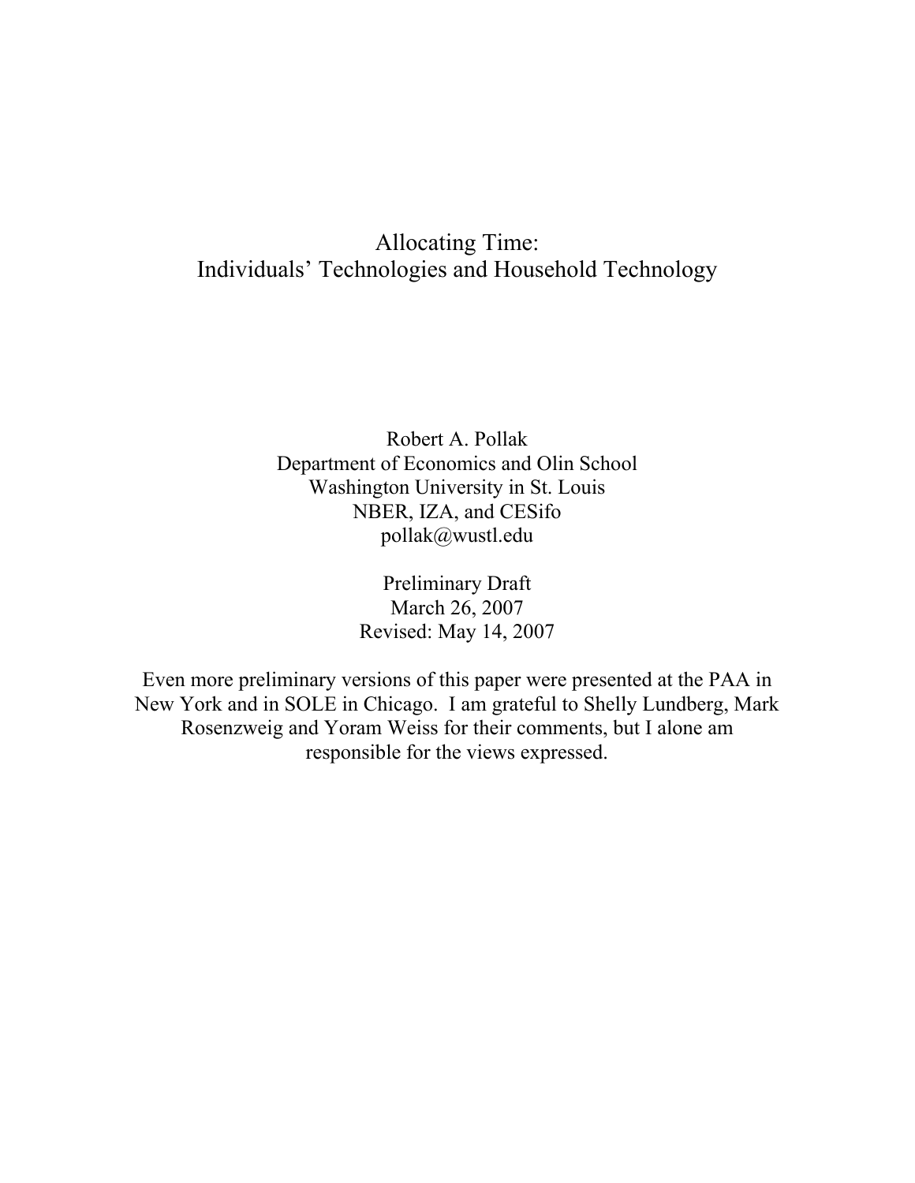# Allocating Time:
# Individuals' Technologies and Household Technology

Robert A. Pollak
Department of Economics and Olin School
Washington University in St. Louis
NBER, IZA, and CESifo
pollak@wustl.edu

Preliminary Draft
March 26, 2007
Revised: May 14, 2007

Even more preliminary versions of this paper were presented at the PAA in New York and in SOLE in Chicago. I am grateful to Shelly Lundberg, Mark Rosenzweig and Yoram Weiss for their comments, but I alone am responsible for the views expressed.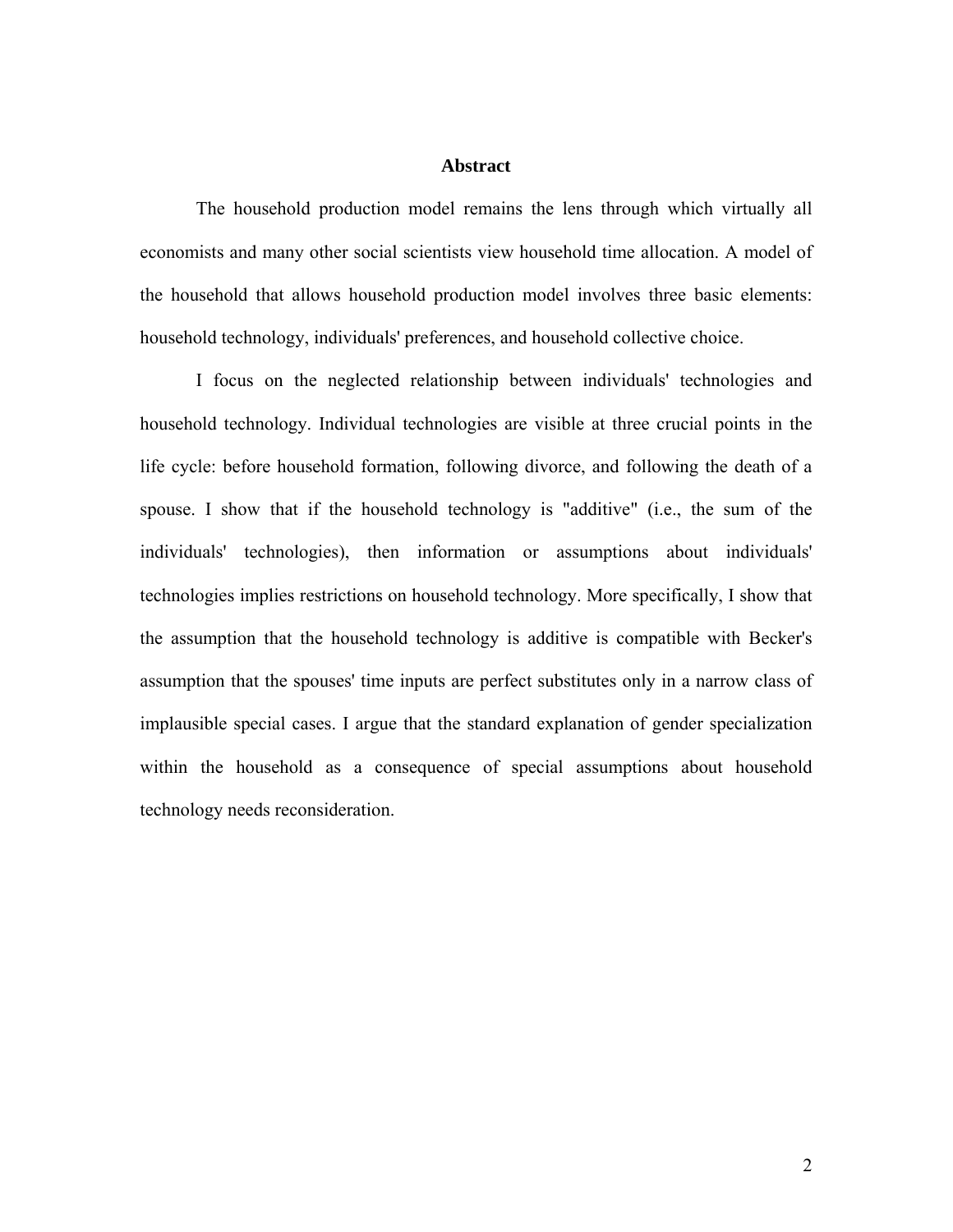## Abstract

The household production model remains the lens through which virtually all economists and many other social scientists view household time allocation. A model of the household that allows household production model involves three basic elements: household technology, individuals' preferences, and household collective choice.

I focus on the neglected relationship between individuals' technologies and household technology. Individual technologies are visible at three crucial points in the life cycle: before household formation, following divorce, and following the death of a spouse. I show that if the household technology is "additive" (i.e., the sum of the individuals' technologies), then information or assumptions about individuals' technologies implies restrictions on household technology. More specifically, I show that the assumption that the household technology is additive is compatible with Becker's assumption that the spouses' time inputs are perfect substitutes only in a narrow class of implausible special cases. I argue that the standard explanation of gender specialization within the household as a consequence of special assumptions about household technology needs reconsideration.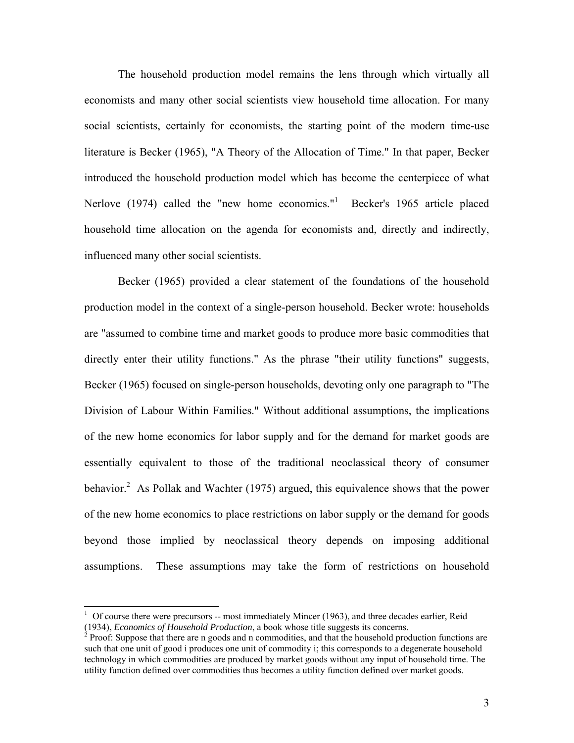The household production model remains the lens through which virtually all economists and many other social scientists view household time allocation. For many social scientists, certainly for economists, the starting point of the modern time-use literature is Becker (1965), "A Theory of the Allocation of Time." In that paper, Becker introduced the household production model which has become the centerpiece of what Nerlove (1974) called the "new home economics."[1] Becker's 1965 article placed household time allocation on the agenda for economists and, directly and indirectly, influenced many other social scientists.

Becker (1965) provided a clear statement of the foundations of the household production model in the context of a single-person household. Becker wrote: households are "assumed to combine time and market goods to produce more basic commodities that directly enter their utility functions." As the phrase "their utility functions" suggests, Becker (1965) focused on single-person households, devoting only one paragraph to "The Division of Labour Within Families." Without additional assumptions, the implications of the new home economics for labor supply and for the demand for market goods are essentially equivalent to those of the traditional neoclassical theory of consumer behavior.[2] As Pollak and Wachter (1975) argued, this equivalence shows that the power of the new home economics to place restrictions on labor supply or the demand for goods beyond those implied by neoclassical theory depends on imposing additional assumptions. These assumptions may take the form of restrictions on household

---

[1] Of course there were precursors -- most immediately Mincer (1963), and three decades earlier, Reid (1934), *Economics of Household Production*, a book whose title suggests its concerns.

[2] Proof: Suppose that there are n goods and n commodities, and that the household production functions are such that one unit of good i produces one unit of commodity i; this corresponds to a degenerate household technology in which commodities are produced by market goods without any input of household time. The utility function defined over commodities thus becomes a utility function defined over market goods.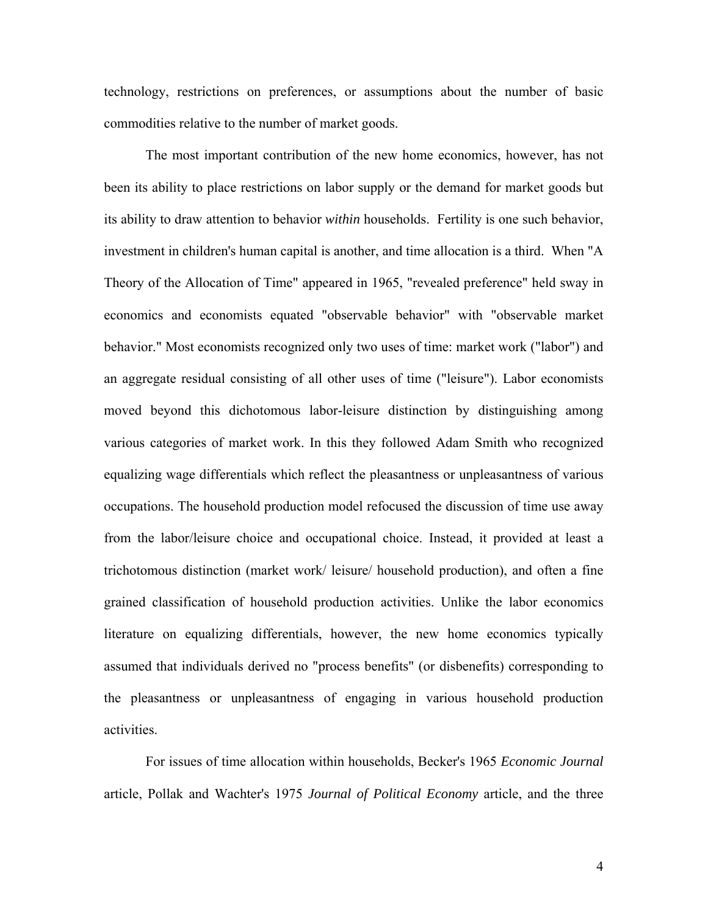technology, restrictions on preferences, or assumptions about the number of basic commodities relative to the number of market goods.

The most important contribution of the new home economics, however, has not been its ability to place restrictions on labor supply or the demand for market goods but its ability to draw attention to behavior *within* households. Fertility is one such behavior, investment in children's human capital is another, and time allocation is a third. When "A Theory of the Allocation of Time" appeared in 1965, "revealed preference" held sway in economics and economists equated "observable behavior" with "observable market behavior." Most economists recognized only two uses of time: market work ("labor") and an aggregate residual consisting of all other uses of time ("leisure"). Labor economists moved beyond this dichotomous labor-leisure distinction by distinguishing among various categories of market work. In this they followed Adam Smith who recognized equalizing wage differentials which reflect the pleasantness or unpleasantness of various occupations. The household production model refocused the discussion of time use away from the labor/leisure choice and occupational choice. Instead, it provided at least a trichotomous distinction (market work/ leisure/ household production), and often a fine grained classification of household production activities. Unlike the labor economics literature on equalizing differentials, however, the new home economics typically assumed that individuals derived no "process benefits" (or disbenefits) corresponding to the pleasantness or unpleasantness of engaging in various household production activities.

For issues of time allocation within households, Becker's 1965 *Economic Journal* article, Pollak and Wachter's 1975 *Journal of Political Economy* article, and the three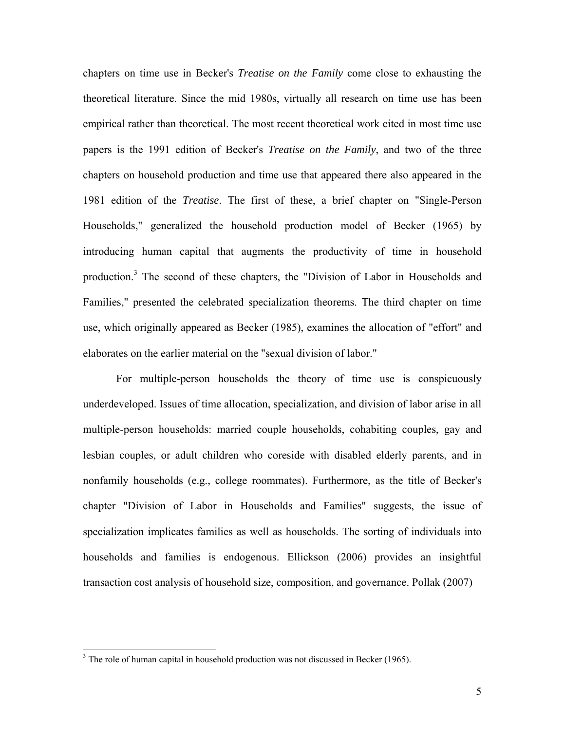chapters on time use in Becker's *Treatise on the Family* come close to exhausting the theoretical literature. Since the mid 1980s, virtually all research on time use has been empirical rather than theoretical. The most recent theoretical work cited in most time use papers is the 1991 edition of Becker's *Treatise on the Family*, and two of the three chapters on household production and time use that appeared there also appeared in the 1981 edition of the *Treatise*. The first of these, a brief chapter on "Single-Person Households," generalized the household production model of Becker (1965) by introducing human capital that augments the productivity of time in household production.[3] The second of these chapters, the "Division of Labor in Households and Families," presented the celebrated specialization theorems. The third chapter on time use, which originally appeared as Becker (1985), examines the allocation of "effort" and elaborates on the earlier material on the "sexual division of labor."

For multiple-person households the theory of time use is conspicuously underdeveloped. Issues of time allocation, specialization, and division of labor arise in all multiple-person households: married couple households, cohabiting couples, gay and lesbian couples, or adult children who coreside with disabled elderly parents, and in nonfamily households (e.g., college roommates). Furthermore, as the title of Becker's chapter "Division of Labor in Households and Families" suggests, the issue of specialization implicates families as well as households. The sorting of individuals into households and families is endogenous. Ellickson (2006) provides an insightful transaction cost analysis of household size, composition, and governance. Pollak (2007)

[3] The role of human capital in household production was not discussed in Becker (1965).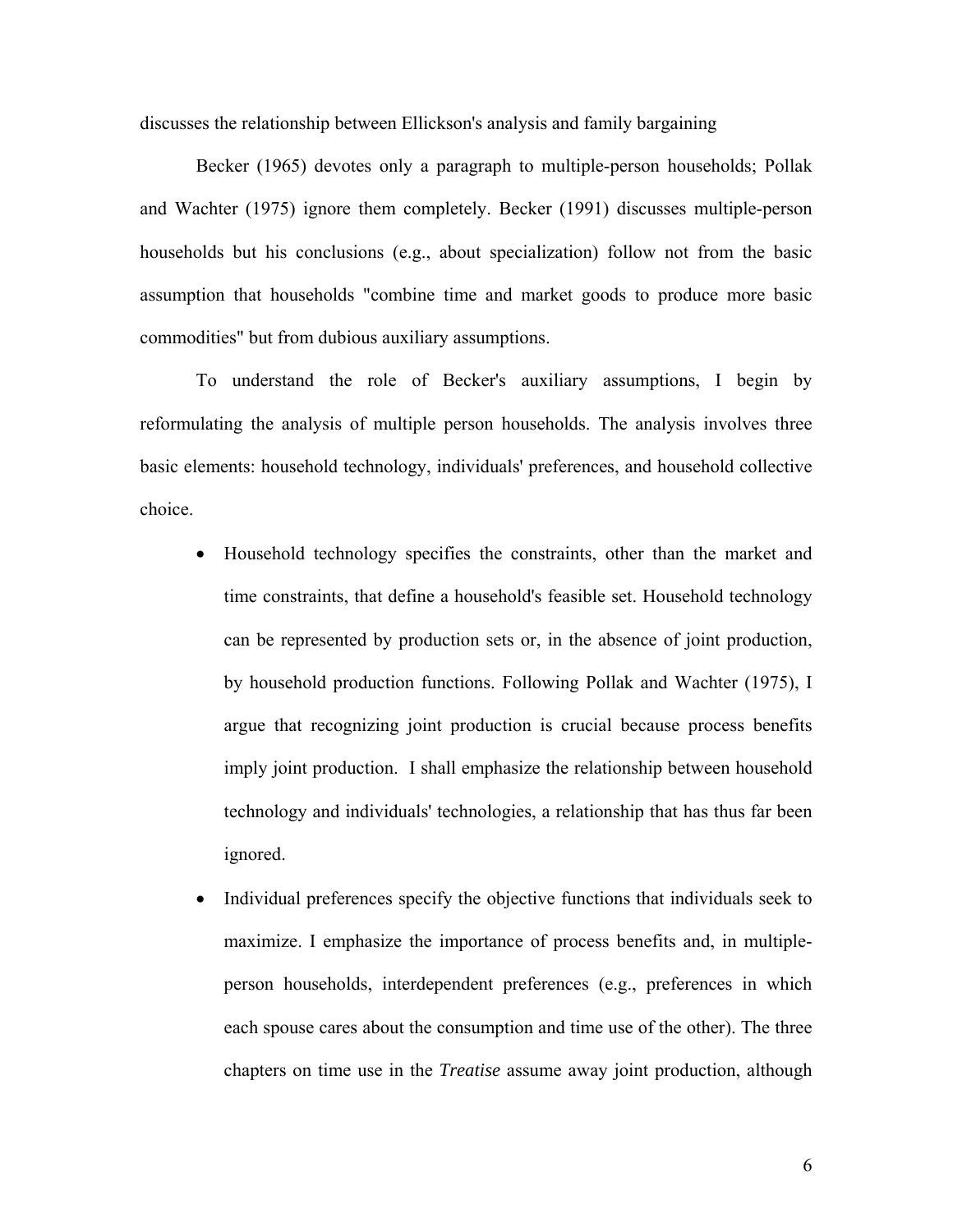discusses the relationship between Ellickson's analysis and family bargaining

Becker (1965) devotes only a paragraph to multiple-person households; Pollak and Wachter (1975) ignore them completely. Becker (1991) discusses multiple-person households but his conclusions (e.g., about specialization) follow not from the basic assumption that households "combine time and market goods to produce more basic commodities" but from dubious auxiliary assumptions.

To understand the role of Becker's auxiliary assumptions, I begin by reformulating the analysis of multiple person households. The analysis involves three basic elements: household technology, individuals' preferences, and household collective choice.

- Household technology specifies the constraints, other than the market and time constraints, that define a household's feasible set. Household technology can be represented by production sets or, in the absence of joint production, by household production functions. Following Pollak and Wachter (1975), I argue that recognizing joint production is crucial because process benefits imply joint production. I shall emphasize the relationship between household technology and individuals' technologies, a relationship that has thus far been ignored.

- Individual preferences specify the objective functions that individuals seek to maximize. I emphasize the importance of process benefits and, in multiple-person households, interdependent preferences (e.g., preferences in which each spouse cares about the consumption and time use of the other). The three chapters on time use in the *Treatise* assume away joint production, although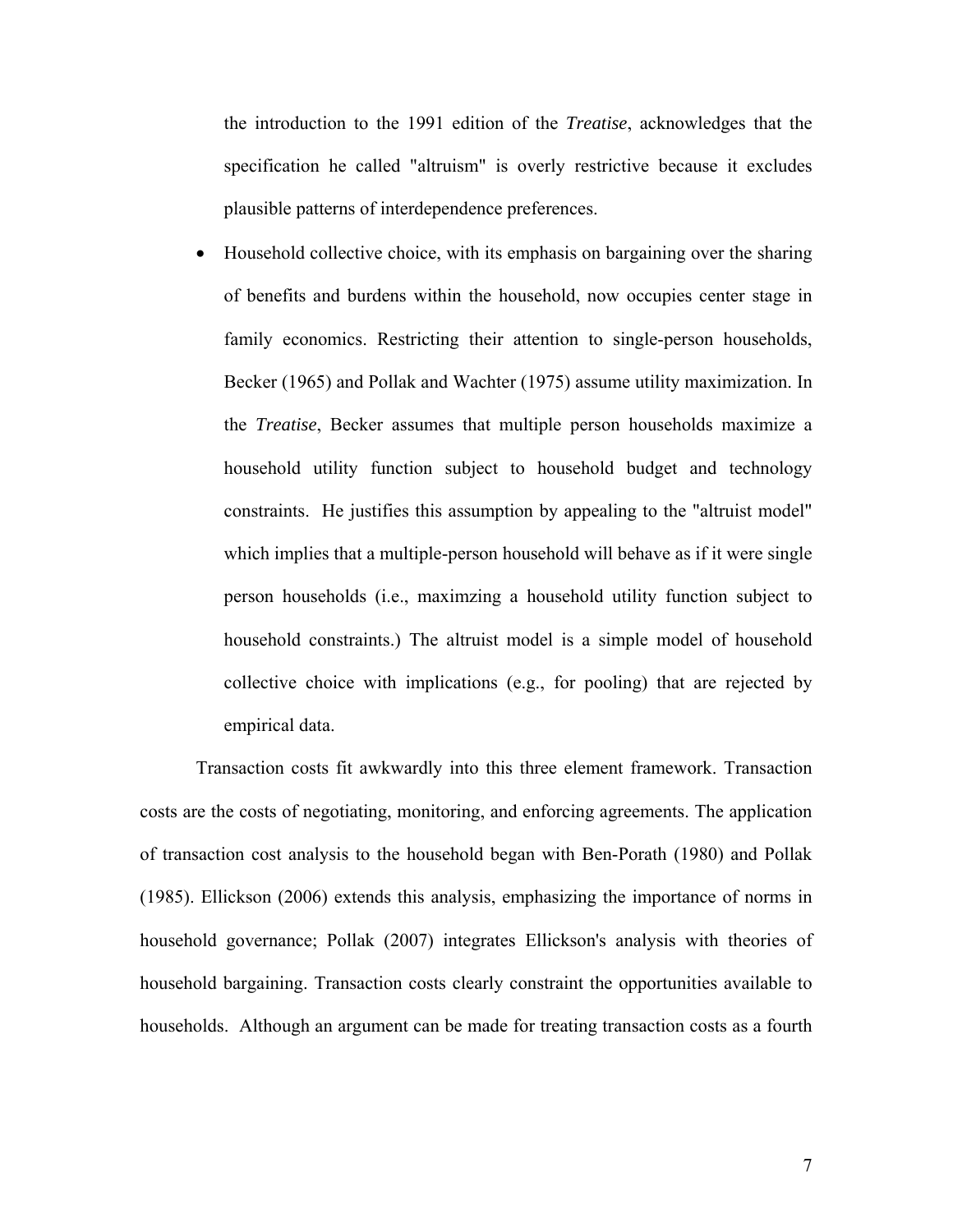the introduction to the 1991 edition of the *Treatise*, acknowledges that the specification he called "altruism" is overly restrictive because it excludes plausible patterns of interdependence preferences.

- Household collective choice, with its emphasis on bargaining over the sharing of benefits and burdens within the household, now occupies center stage in family economics. Restricting their attention to single-person households, Becker (1965) and Pollak and Wachter (1975) assume utility maximization. In the *Treatise*, Becker assumes that multiple person households maximize a household utility function subject to household budget and technology constraints. He justifies this assumption by appealing to the "altruist model" which implies that a multiple-person household will behave as if it were single person households (i.e., maximzing a household utility function subject to household constraints.) The altruist model is a simple model of household collective choice with implications (e.g., for pooling) that are rejected by empirical data.

Transaction costs fit awkwardly into this three element framework. Transaction costs are the costs of negotiating, monitoring, and enforcing agreements. The application of transaction cost analysis to the household began with Ben-Porath (1980) and Pollak (1985). Ellickson (2006) extends this analysis, emphasizing the importance of norms in household governance; Pollak (2007) integrates Ellickson's analysis with theories of household bargaining. Transaction costs clearly constraint the opportunities available to households. Although an argument can be made for treating transaction costs as a fourth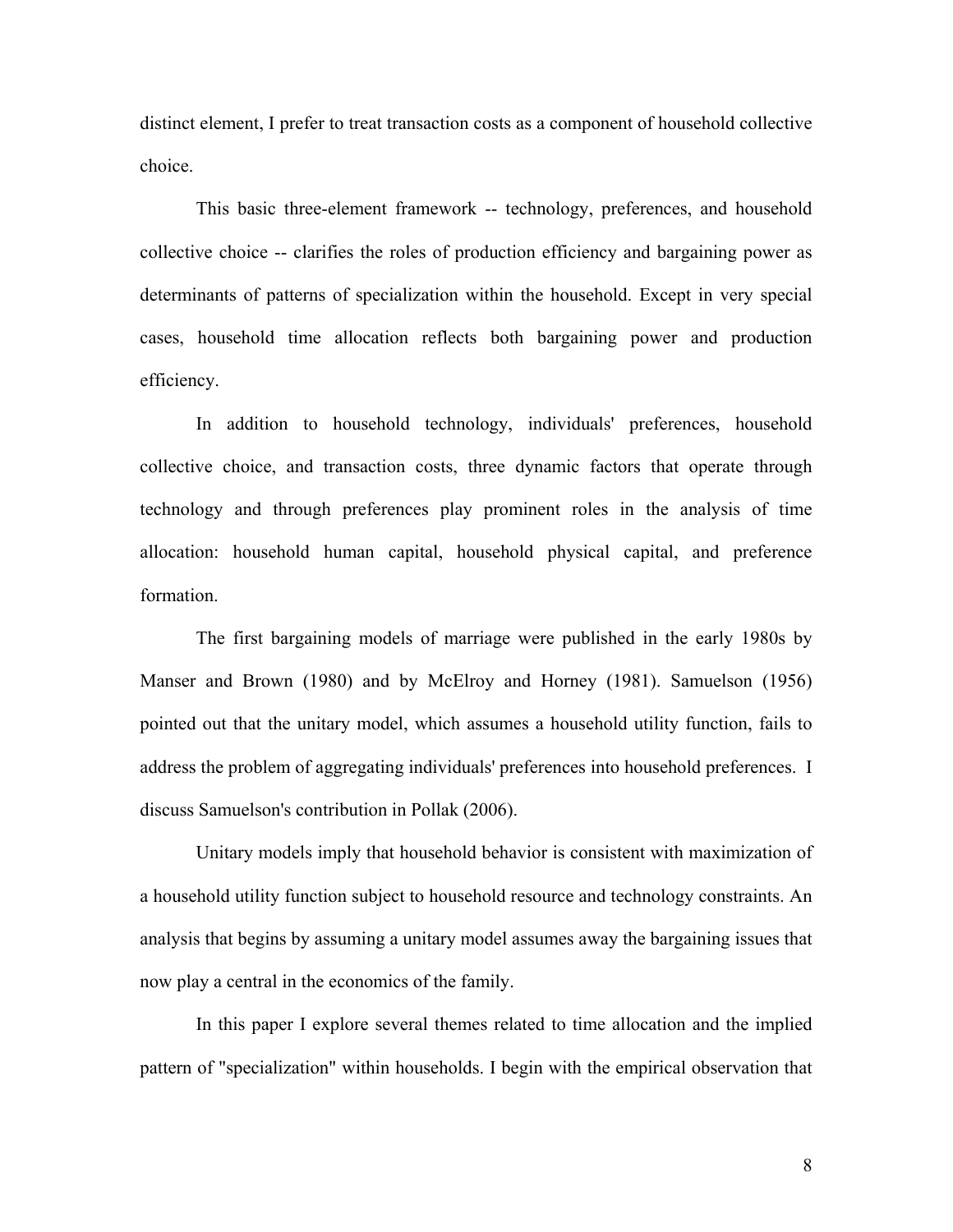distinct element, I prefer to treat transaction costs as a component of household collective choice.

This basic three-element framework -- technology, preferences, and household collective choice -- clarifies the roles of production efficiency and bargaining power as determinants of patterns of specialization within the household. Except in very special cases, household time allocation reflects both bargaining power and production efficiency.

In addition to household technology, individuals' preferences, household collective choice, and transaction costs, three dynamic factors that operate through technology and through preferences play prominent roles in the analysis of time allocation: household human capital, household physical capital, and preference formation.

The first bargaining models of marriage were published in the early 1980s by Manser and Brown (1980) and by McElroy and Horney (1981). Samuelson (1956) pointed out that the unitary model, which assumes a household utility function, fails to address the problem of aggregating individuals' preferences into household preferences. I discuss Samuelson's contribution in Pollak (2006).

Unitary models imply that household behavior is consistent with maximization of a household utility function subject to household resource and technology constraints. An analysis that begins by assuming a unitary model assumes away the bargaining issues that now play a central in the economics of the family.

In this paper I explore several themes related to time allocation and the implied pattern of "specialization" within households. I begin with the empirical observation that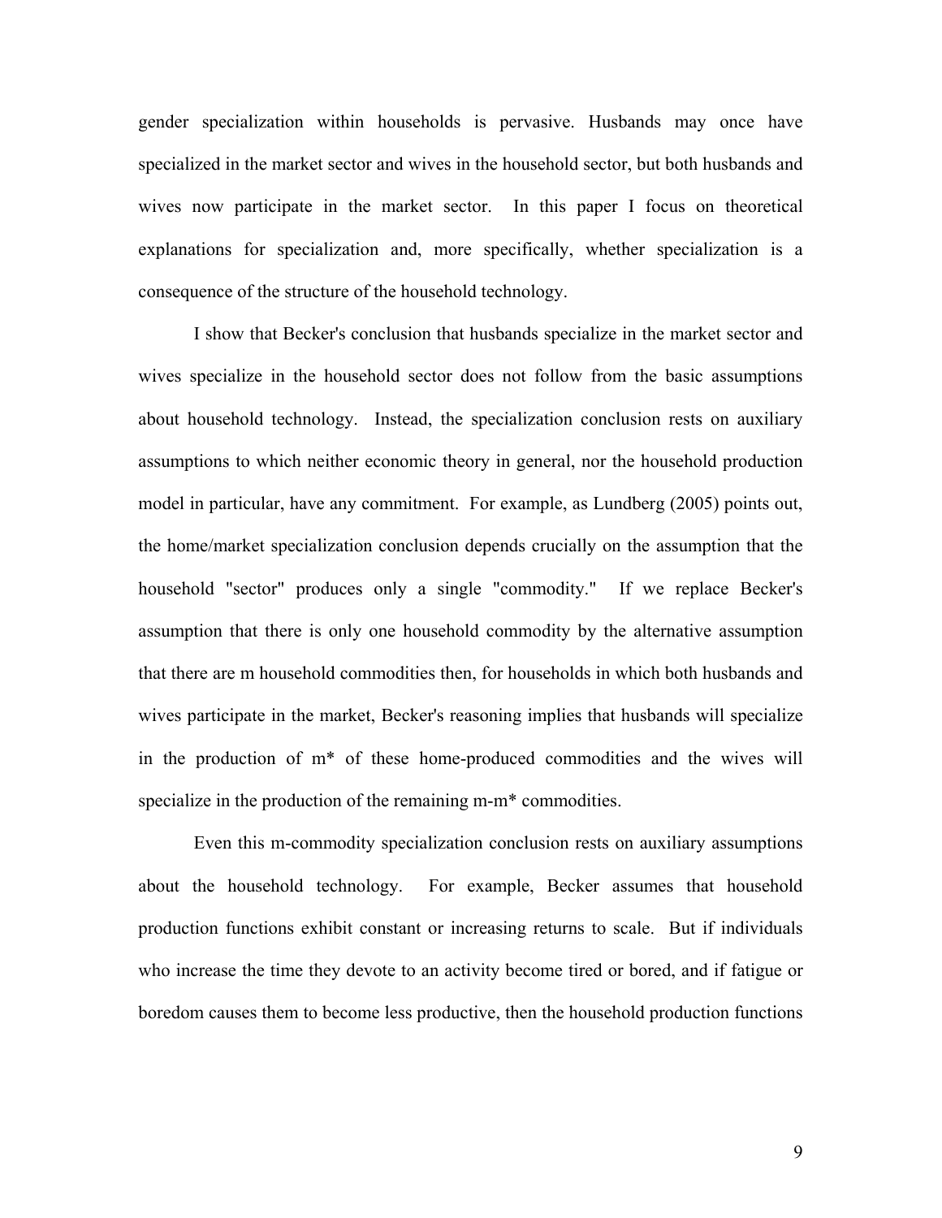gender specialization within households is pervasive. Husbands may once have specialized in the market sector and wives in the household sector, but both husbands and wives now participate in the market sector. In this paper I focus on theoretical explanations for specialization and, more specifically, whether specialization is a consequence of the structure of the household technology.

I show that Becker's conclusion that husbands specialize in the market sector and wives specialize in the household sector does not follow from the basic assumptions about household technology. Instead, the specialization conclusion rests on auxiliary assumptions to which neither economic theory in general, nor the household production model in particular, have any commitment. For example, as Lundberg (2005) points out, the home/market specialization conclusion depends crucially on the assumption that the household "sector" produces only a single "commodity." If we replace Becker's assumption that there is only one household commodity by the alternative assumption that there are m household commodities then, for households in which both husbands and wives participate in the market, Becker's reasoning implies that husbands will specialize in the production of m* of these home-produced commodities and the wives will specialize in the production of the remaining m-m* commodities.

Even this m-commodity specialization conclusion rests on auxiliary assumptions about the household technology. For example, Becker assumes that household production functions exhibit constant or increasing returns to scale. But if individuals who increase the time they devote to an activity become tired or bored, and if fatigue or boredom causes them to become less productive, then the household production functions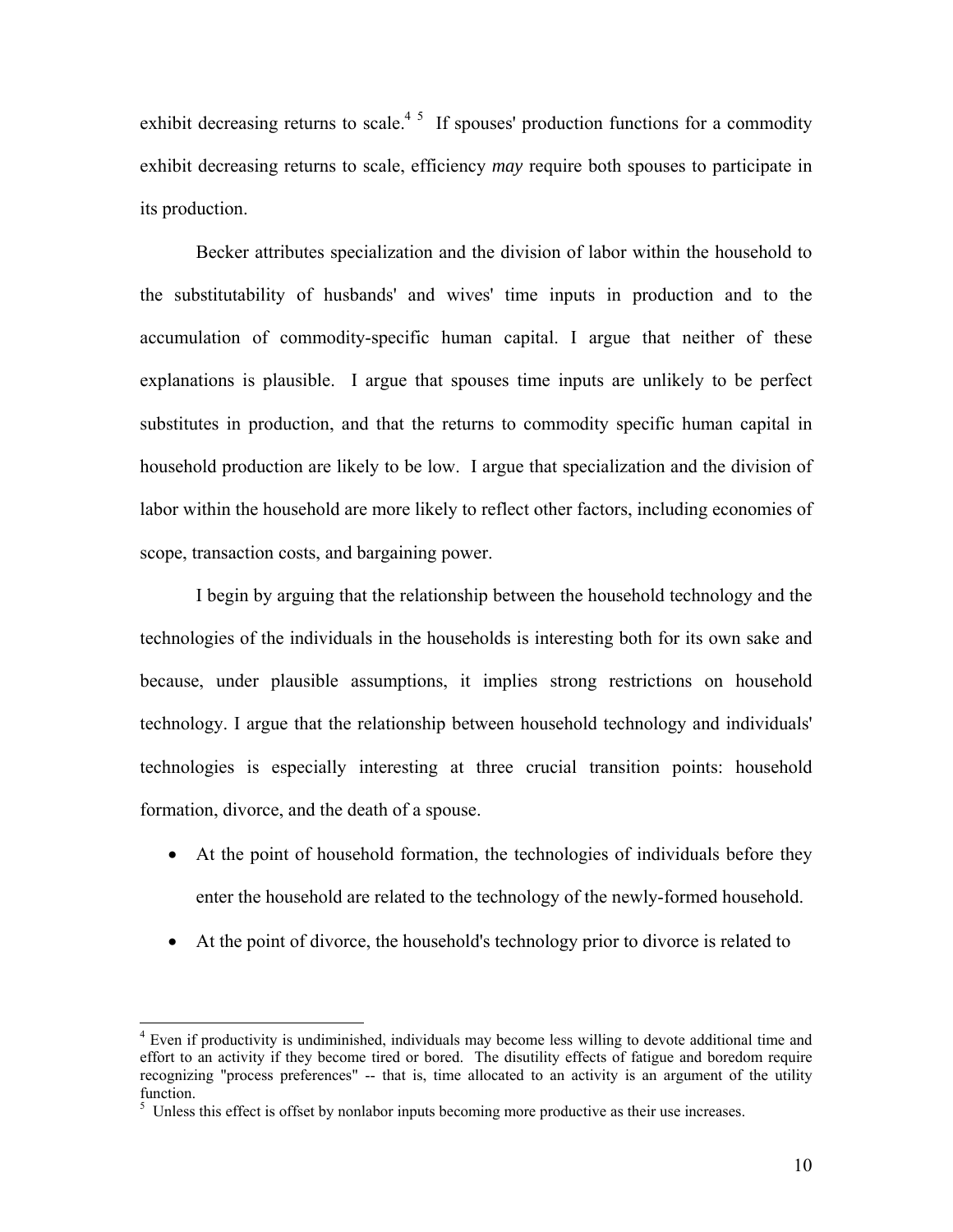exhibit decreasing returns to scale.[4] [5] If spouses' production functions for a commodity exhibit decreasing returns to scale, efficiency *may* require both spouses to participate in its production.

Becker attributes specialization and the division of labor within the household to the substitutability of husbands' and wives' time inputs in production and to the accumulation of commodity-specific human capital. I argue that neither of these explanations is plausible. I argue that spouses time inputs are unlikely to be perfect substitutes in production, and that the returns to commodity specific human capital in household production are likely to be low. I argue that specialization and the division of labor within the household are more likely to reflect other factors, including economies of scope, transaction costs, and bargaining power.

I begin by arguing that the relationship between the household technology and the technologies of the individuals in the households is interesting both for its own sake and because, under plausible assumptions, it implies strong restrictions on household technology. I argue that the relationship between household technology and individuals' technologies is especially interesting at three crucial transition points: household formation, divorce, and the death of a spouse.

- At the point of household formation, the technologies of individuals before they enter the household are related to the technology of the newly-formed household.
- At the point of divorce, the household's technology prior to divorce is related to

---

[4] Even if productivity is undiminished, individuals may become less willing to devote additional time and effort to an activity if they become tired or bored. The disutility effects of fatigue and boredom require recognizing "process preferences" -- that is, time allocated to an activity is an argument of the utility function.

[5] Unless this effect is offset by nonlabor inputs becoming more productive as their use increases.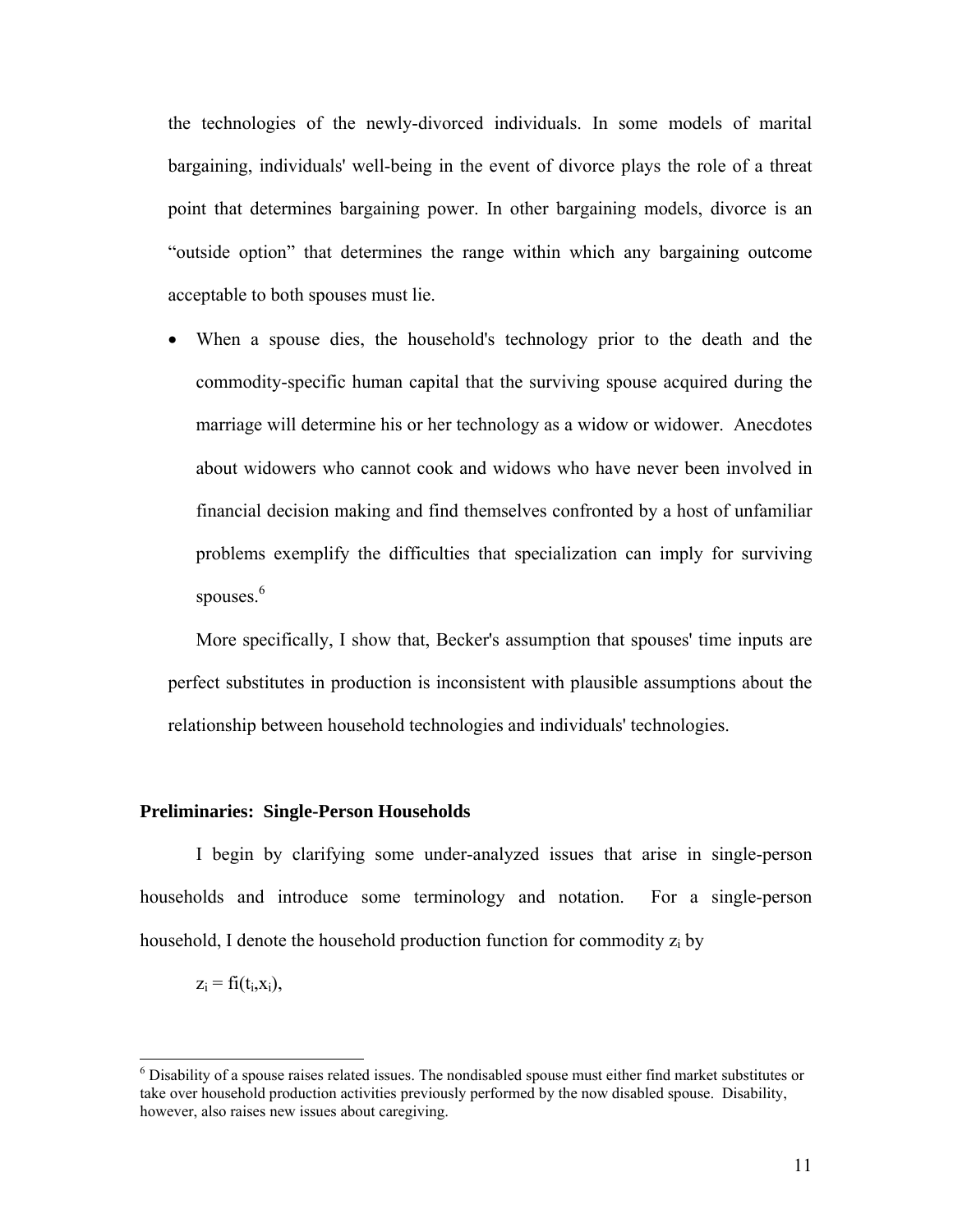the technologies of the newly-divorced individuals. In some models of marital bargaining, individuals' well-being in the event of divorce plays the role of a threat point that determines bargaining power. In other bargaining models, divorce is an “outside option” that determines the range within which any bargaining outcome acceptable to both spouses must lie.

- When a spouse dies, the household's technology prior to the death and the commodity-specific human capital that the surviving spouse acquired during the marriage will determine his or her technology as a widow or widower. Anecdotes about widowers who cannot cook and widows who have never been involved in financial decision making and find themselves confronted by a host of unfamiliar problems exemplify the difficulties that specialization can imply for surviving spouses.[6]

More specifically, I show that, Becker's assumption that spouses' time inputs are perfect substitutes in production is inconsistent with plausible assumptions about the relationship between household technologies and individuals' technologies.

## Preliminaries: Single-Person Households

I begin by clarifying some under-analyzed issues that arise in single-person households and introduce some terminology and notation. For a single-person household, I denote the household production function for commodity $z_i$ by

$$z_i = fi(t_i, x_i),$$

[6] Disability of a spouse raises related issues. The nondisabled spouse must either find market substitutes or take over household production activities previously performed by the now disabled spouse. Disability, however, also raises new issues about caregiving.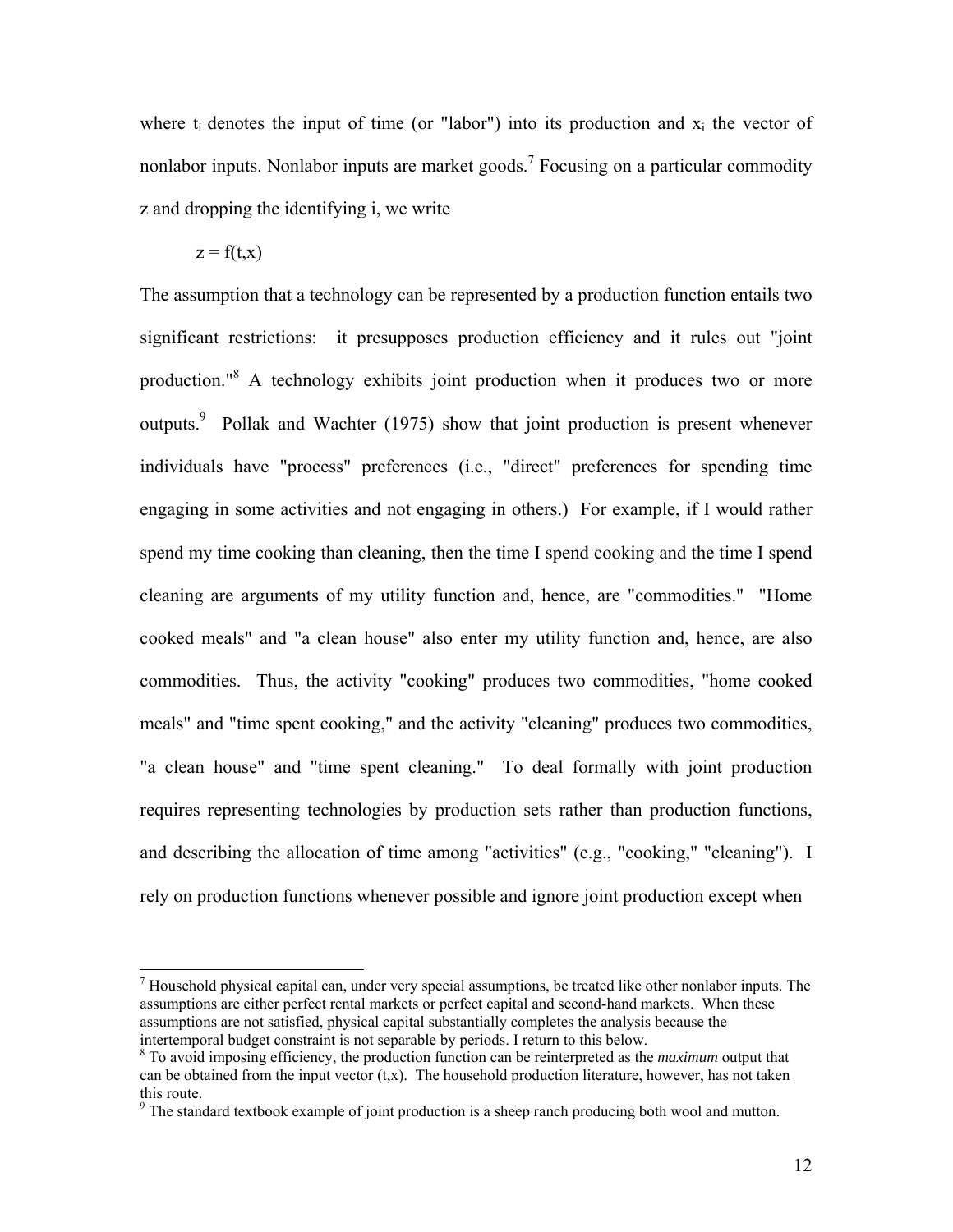where $t_i$ denotes the input of time (or "labor") into its production and $x_i$ the vector of nonlabor inputs. Nonlabor inputs are market goods.[7] Focusing on a particular commodity z and dropping the identifying i, we write

$$z = f(t,x)$$

The assumption that a technology can be represented by a production function entails two significant restrictions: it presupposes production efficiency and it rules out "joint production."[8] A technology exhibits joint production when it produces two or more outputs.[9] Pollak and Wachter (1975) show that joint production is present whenever individuals have "process" preferences (i.e., "direct" preferences for spending time engaging in some activities and not engaging in others.) For example, if I would rather spend my time cooking than cleaning, then the time I spend cooking and the time I spend cleaning are arguments of my utility function and, hence, are "commodities." "Home cooked meals" and "a clean house" also enter my utility function and, hence, are also commodities. Thus, the activity "cooking" produces two commodities, "home cooked meals" and "time spent cooking," and the activity "cleaning" produces two commodities, "a clean house" and "time spent cleaning." To deal formally with joint production requires representing technologies by production sets rather than production functions, and describing the allocation of time among "activities" (e.g., "cooking," "cleaning"). I rely on production functions whenever possible and ignore joint production except when

---

[7] Household physical capital can, under very special assumptions, be treated like other nonlabor inputs. The assumptions are either perfect rental markets or perfect capital and second-hand markets. When these assumptions are not satisfied, physical capital substantially completes the analysis because the intertemporal budget constraint is not separable by periods. I return to this below.

[8] To avoid imposing efficiency, the production function can be reinterpreted as the *maximum* output that can be obtained from the input vector (t,x). The household production literature, however, has not taken this route.

[9] The standard textbook example of joint production is a sheep ranch producing both wool and mutton.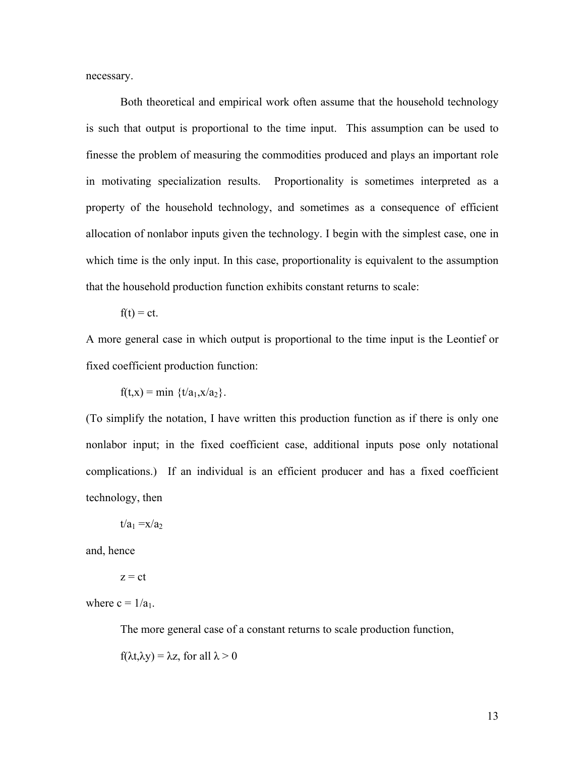necessary.

Both theoretical and empirical work often assume that the household technology is such that output is proportional to the time input. This assumption can be used to finesse the problem of measuring the commodities produced and plays an important role in motivating specialization results. Proportionality is sometimes interpreted as a property of the household technology, and sometimes as a consequence of efficient allocation of nonlabor inputs given the technology. I begin with the simplest case, one in which time is the only input. In this case, proportionality is equivalent to the assumption that the household production function exhibits constant returns to scale:

$$f(t) = ct.$$

A more general case in which output is proportional to the time input is the Leontief or fixed coefficient production function:

$$f(t,x) = \min \{t/a_1, x/a_2\}.$$

(To simplify the notation, I have written this production function as if there is only one nonlabor input; in the fixed coefficient case, additional inputs pose only notational complications.) If an individual is an efficient producer and has a fixed coefficient technology, then

$$t/a_1 = x/a_2$$

and, hence

$$z = ct$$

where $c = 1/a_1$.

The more general case of a constant returns to scale production function,

$$f(\lambda t, \lambda y) = \lambda z, \text{ for all } \lambda > 0$$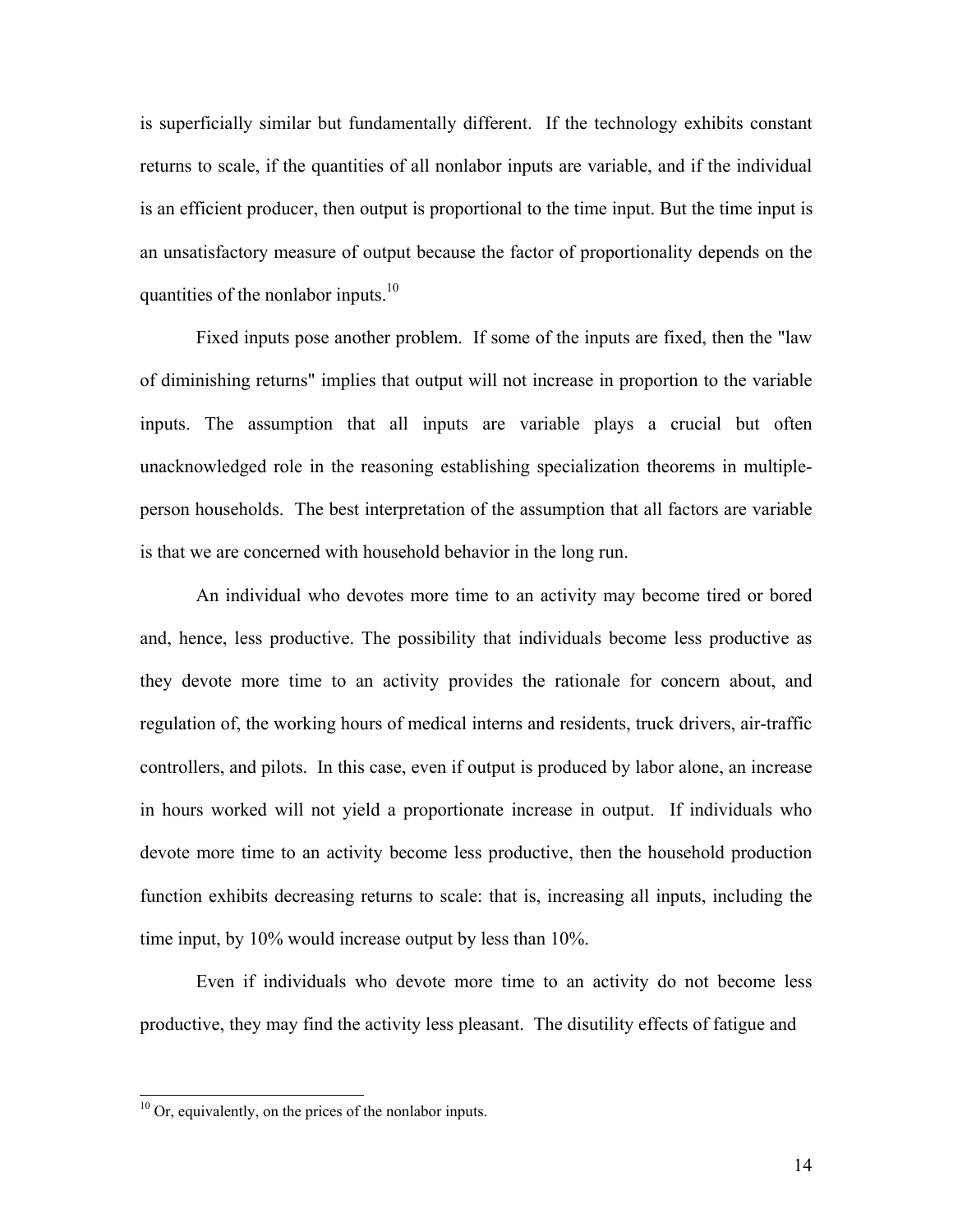is superficially similar but fundamentally different. If the technology exhibits constant returns to scale, if the quantities of all nonlabor inputs are variable, and if the individual is an efficient producer, then output is proportional to the time input. But the time input is an unsatisfactory measure of output because the factor of proportionality depends on the quantities of the nonlabor inputs.[10]

Fixed inputs pose another problem. If some of the inputs are fixed, then the "law of diminishing returns" implies that output will not increase in proportion to the variable inputs. The assumption that all inputs are variable plays a crucial but often unacknowledged role in the reasoning establishing specialization theorems in multiple-person households. The best interpretation of the assumption that all factors are variable is that we are concerned with household behavior in the long run.

An individual who devotes more time to an activity may become tired or bored and, hence, less productive. The possibility that individuals become less productive as they devote more time to an activity provides the rationale for concern about, and regulation of, the working hours of medical interns and residents, truck drivers, air-traffic controllers, and pilots. In this case, even if output is produced by labor alone, an increase in hours worked will not yield a proportionate increase in output. If individuals who devote more time to an activity become less productive, then the household production function exhibits decreasing returns to scale: that is, increasing all inputs, including the time input, by 10% would increase output by less than 10%.

Even if individuals who devote more time to an activity do not become less productive, they may find the activity less pleasant. The disutility effects of fatigue and

[10] Or, equivalently, on the prices of the nonlabor inputs.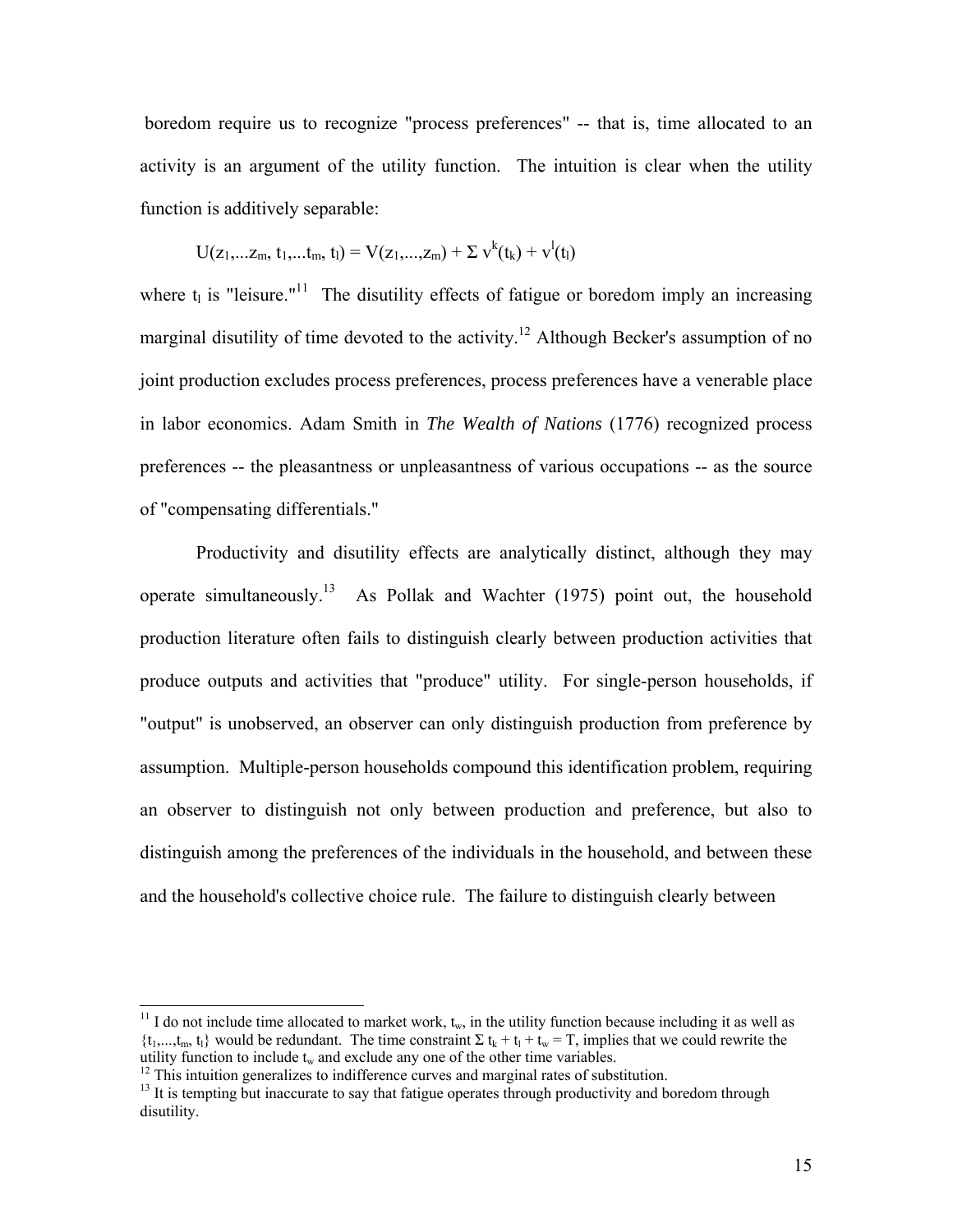boredom require us to recognize "process preferences" -- that is, time allocated to an activity is an argument of the utility function. The intuition is clear when the utility function is additively separable:

$$U(z_1,...z_m, t_1,...t_m, t_l) = V(z_1,...,z_m) + \Sigma\, v^k(t_k) + v^l(t_l)$$

where $t_l$ is "leisure."[11] The disutility effects of fatigue or boredom imply an increasing marginal disutility of time devoted to the activity.[12] Although Becker's assumption of no joint production excludes process preferences, process preferences have a venerable place in labor economics. Adam Smith in *The Wealth of Nations* (1776) recognized process preferences -- the pleasantness or unpleasantness of various occupations -- as the source of "compensating differentials."

Productivity and disutility effects are analytically distinct, although they may operate simultaneously.[13] As Pollak and Wachter (1975) point out, the household production literature often fails to distinguish clearly between production activities that produce outputs and activities that "produce" utility. For single-person households, if "output" is unobserved, an observer can only distinguish production from preference by assumption. Multiple-person households compound this identification problem, requiring an observer to distinguish not only between production and preference, but also to distinguish among the preferences of the individuals in the household, and between these and the household's collective choice rule. The failure to distinguish clearly between

---

[11] I do not include time allocated to market work, $t_w$, in the utility function because including it as well as $\{t_1,...,t_m, t_l\}$ would be redundant. The time constraint $\Sigma\, t_k + t_l + t_w = T$, implies that we could rewrite the utility function to include $t_w$ and exclude any one of the other time variables.

[12] This intuition generalizes to indifference curves and marginal rates of substitution.

[13] It is tempting but inaccurate to say that fatigue operates through productivity and boredom through disutility.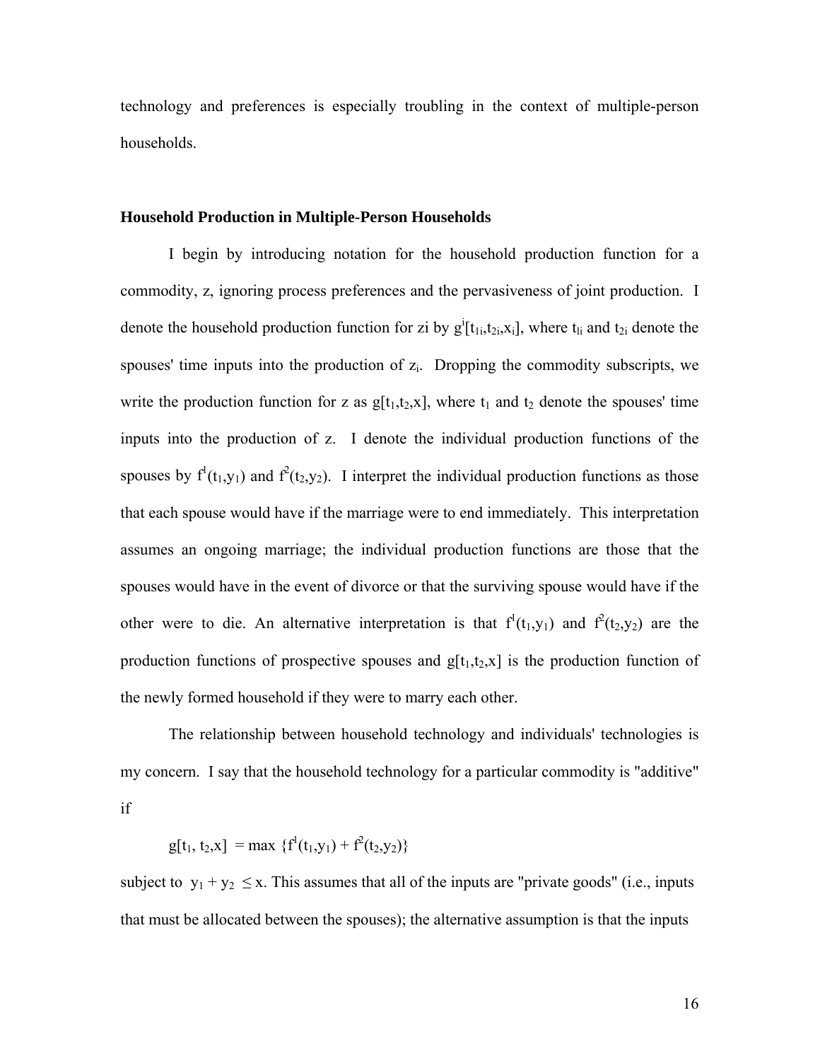technology and preferences is especially troubling in the context of multiple-person households.

**Household Production in Multiple-Person Households**

I begin by introducing notation for the household production function for a commodity, z, ignoring process preferences and the pervasiveness of joint production. I denote the household production function for zi by $g^i[t_{1i},t_{2i},x_i]$, where $t_{li}$ and $t_{2i}$ denote the spouses' time inputs into the production of $z_i$. Dropping the commodity subscripts, we write the production function for z as $g[t_1,t_2,x]$, where $t_1$ and $t_2$ denote the spouses' time inputs into the production of z. I denote the individual production functions of the spouses by $f^1(t_1,y_1)$ and $f^2(t_2,y_2)$. I interpret the individual production functions as those that each spouse would have if the marriage were to end immediately. This interpretation assumes an ongoing marriage; the individual production functions are those that the spouses would have in the event of divorce or that the surviving spouse would have if the other were to die. An alternative interpretation is that $f^1(t_1,y_1)$ and $f^2(t_2,y_2)$ are the production functions of prospective spouses and $g[t_1,t_2,x]$ is the production function of the newly formed household if they were to marry each other.

The relationship between household technology and individuals' technologies is my concern. I say that the household technology for a particular commodity is "additive" if

$$g[t_1, t_2,x] = \max \{f^1(t_1,y_1) + f^2(t_2,y_2)\}$$

subject to $y_1 + y_2 \leq x$. This assumes that all of the inputs are "private goods" (i.e., inputs that must be allocated between the spouses); the alternative assumption is that the inputs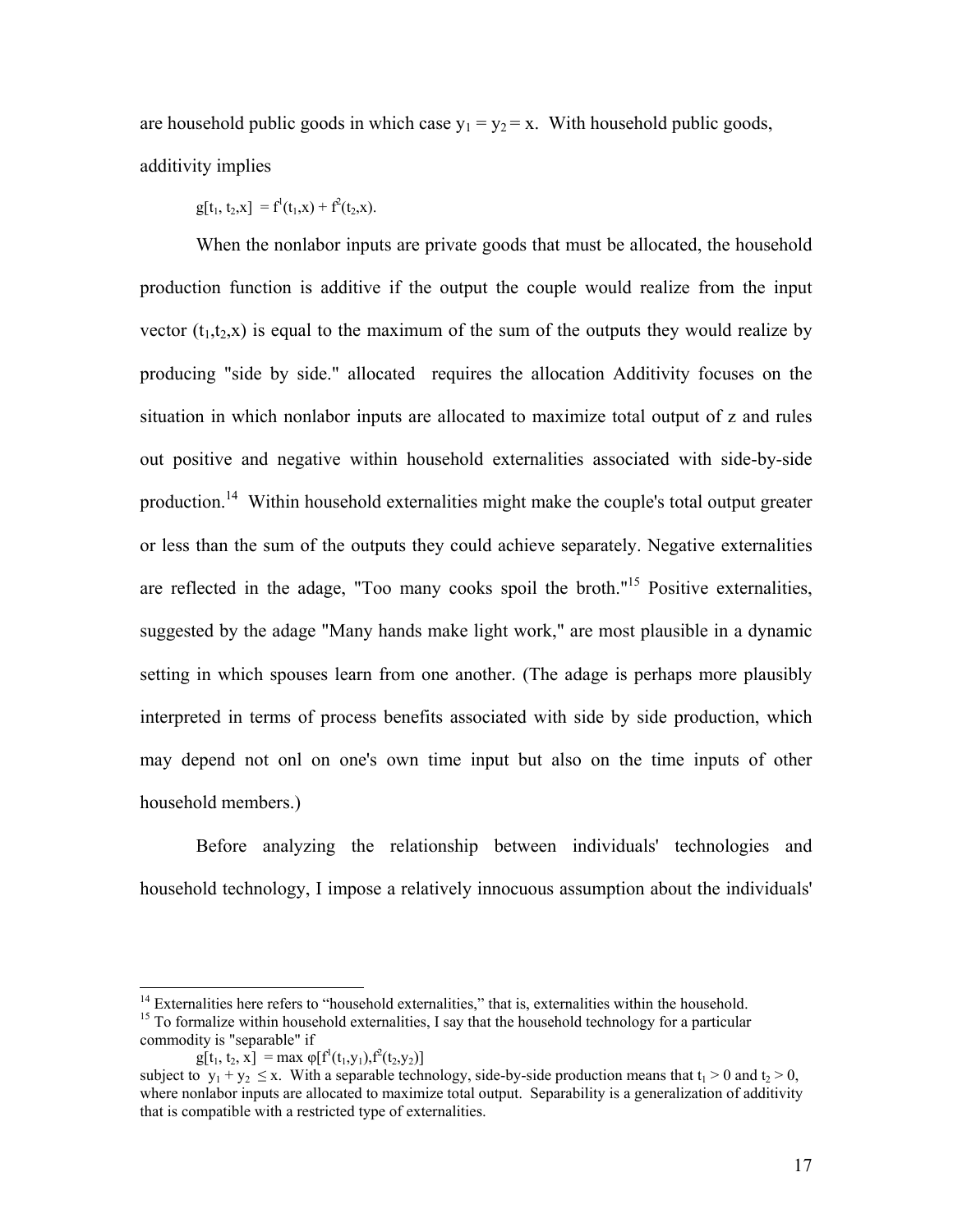are household public goods in which case $y_1 = y_2 = x$. With household public goods, additivity implies

$$g[t_1, t_2,x] = f^1(t_1,x) + f^2(t_2,x).$$

When the nonlabor inputs are private goods that must be allocated, the household production function is additive if the output the couple would realize from the input vector $(t_1,t_2,x)$ is equal to the maximum of the sum of the outputs they would realize by producing "side by side." allocated requires the allocation Additivity focuses on the situation in which nonlabor inputs are allocated to maximize total output of z and rules out positive and negative within household externalities associated with side-by-side production.[14] Within household externalities might make the couple's total output greater or less than the sum of the outputs they could achieve separately. Negative externalities are reflected in the adage, "Too many cooks spoil the broth."[15] Positive externalities, suggested by the adage "Many hands make light work," are most plausible in a dynamic setting in which spouses learn from one another. (The adage is perhaps more plausibly interpreted in terms of process benefits associated with side by side production, which may depend not onl on one's own time input but also on the time inputs of other household members.)

Before analyzing the relationship between individuals' technologies and household technology, I impose a relatively innocuous assumption about the individuals'

---

[14] Externalities here refers to "household externalities," that is, externalities within the household.

[15] To formalize within household externalities, I say that the household technology for a particular commodity is "separable" if

$$g[t_1, t_2, x] = \max \varphi[f^1(t_1,y_1),f^2(t_2,y_2)]$$

subject to $y_1 + y_2 \leq x$. With a separable technology, side-by-side production means that $t_1 > 0$ and $t_2 > 0$, where nonlabor inputs are allocated to maximize total output. Separability is a generalization of additivity that is compatible with a restricted type of externalities.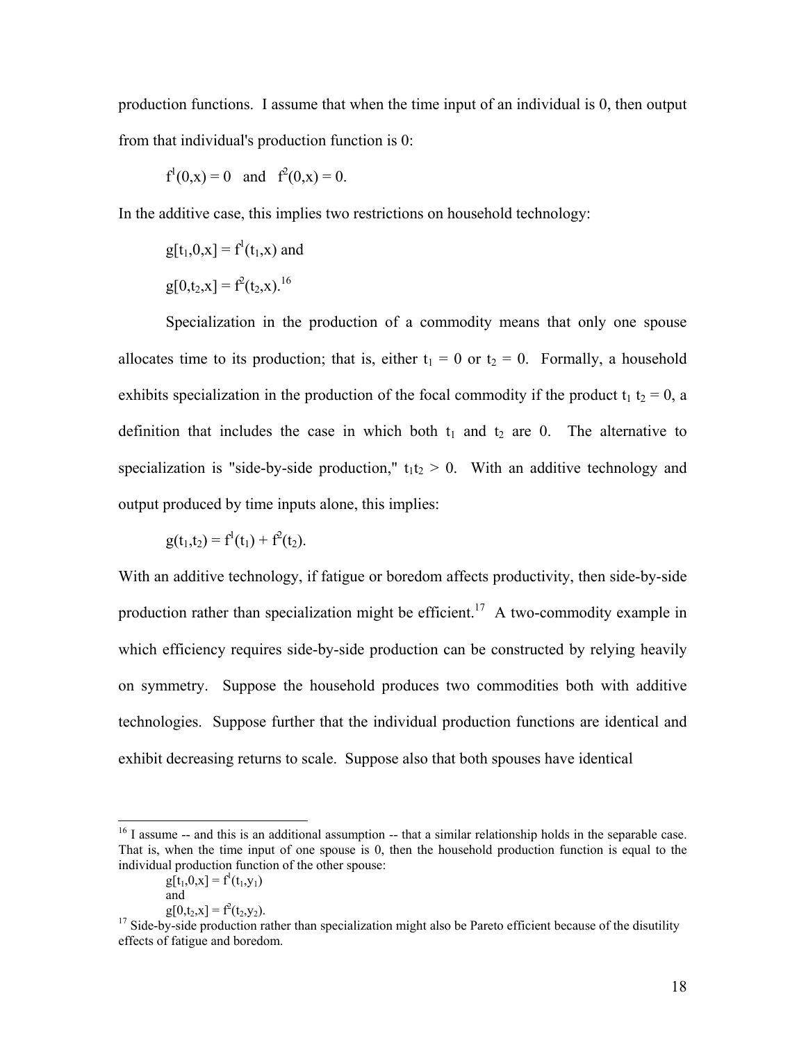production functions. I assume that when the time input of an individual is 0, then output from that individual's production function is 0:

$$f^1(0,x) = 0 \quad \text{and} \quad f^2(0,x) = 0.$$

In the additive case, this implies two restrictions on household technology:

$$g[t_1,0,x] = f^1(t_1,x) \text{ and}$$

$$g[0,t_2,x] = f^2(t_2,x).$$[16]

Specialization in the production of a commodity means that only one spouse allocates time to its production; that is, either $t_1 = 0$ or $t_2 = 0$. Formally, a household exhibits specialization in the production of the focal commodity if the product $t_1 t_2 = 0$, a definition that includes the case in which both $t_1$ and $t_2$ are 0. The alternative to specialization is "side-by-side production," $t_1 t_2 > 0$. With an additive technology and output produced by time inputs alone, this implies:

$$g(t_1,t_2) = f^1(t_1) + f^2(t_2).$$

With an additive technology, if fatigue or boredom affects productivity, then side-by-side production rather than specialization might be efficient.[17] A two-commodity example in which efficiency requires side-by-side production can be constructed by relying heavily on symmetry. Suppose the household produces two commodities both with additive technologies. Suppose further that the individual production functions are identical and exhibit decreasing returns to scale. Suppose also that both spouses have identical

---

[16] I assume -- and this is an additional assumption -- that a similar relationship holds in the separable case. That is, when the time input of one spouse is 0, then the household production function is equal to the individual production function of the other spouse:

$$g[t_1,0,x] = f^1(t_1,y_1)$$

and

$$g[0,t_2,x] = f^2(t_2,y_2).$$

[17] Side-by-side production rather than specialization might also be Pareto efficient because of the disutility effects of fatigue and boredom.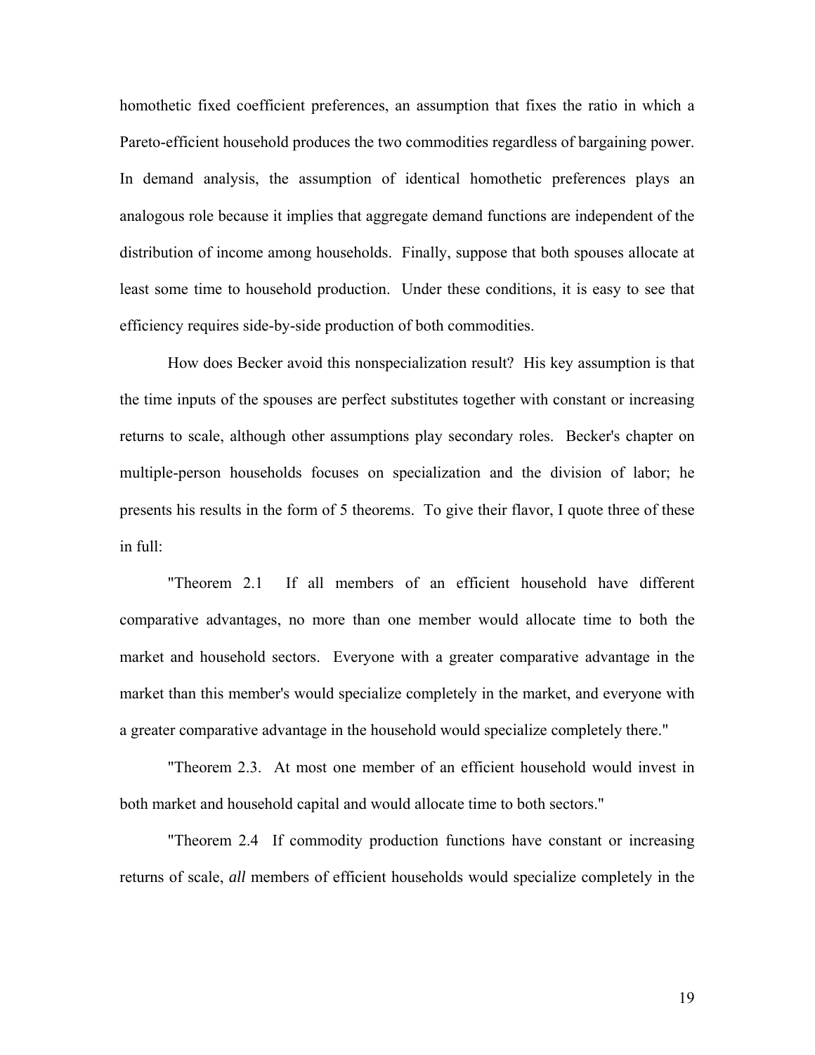homothetic fixed coefficient preferences, an assumption that fixes the ratio in which a Pareto-efficient household produces the two commodities regardless of bargaining power. In demand analysis, the assumption of identical homothetic preferences plays an analogous role because it implies that aggregate demand functions are independent of the distribution of income among households. Finally, suppose that both spouses allocate at least some time to household production. Under these conditions, it is easy to see that efficiency requires side-by-side production of both commodities.

How does Becker avoid this nonspecialization result? His key assumption is that the time inputs of the spouses are perfect substitutes together with constant or increasing returns to scale, although other assumptions play secondary roles. Becker's chapter on multiple-person households focuses on specialization and the division of labor; he presents his results in the form of 5 theorems. To give their flavor, I quote three of these in full:

"Theorem 2.1 If all members of an efficient household have different comparative advantages, no more than one member would allocate time to both the market and household sectors. Everyone with a greater comparative advantage in the market than this member's would specialize completely in the market, and everyone with a greater comparative advantage in the household would specialize completely there."

"Theorem 2.3. At most one member of an efficient household would invest in both market and household capital and would allocate time to both sectors."

"Theorem 2.4 If commodity production functions have constant or increasing returns of scale, *all* members of efficient households would specialize completely in the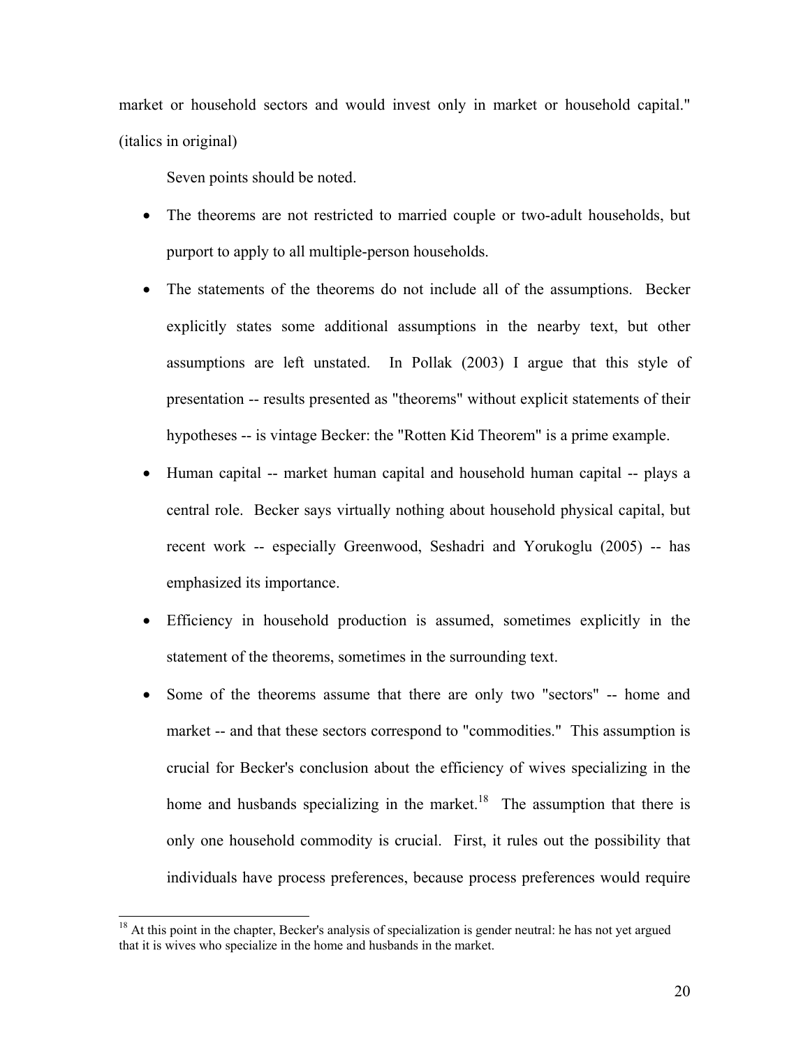market or household sectors and would invest only in market or household capital." (italics in original)

Seven points should be noted.

- The theorems are not restricted to married couple or two-adult households, but purport to apply to all multiple-person households.
- The statements of the theorems do not include all of the assumptions. Becker explicitly states some additional assumptions in the nearby text, but other assumptions are left unstated. In Pollak (2003) I argue that this style of presentation -- results presented as "theorems" without explicit statements of their hypotheses -- is vintage Becker: the "Rotten Kid Theorem" is a prime example.
- Human capital -- market human capital and household human capital -- plays a central role. Becker says virtually nothing about household physical capital, but recent work -- especially Greenwood, Seshadri and Yorukoglu (2005) -- has emphasized its importance.
- Efficiency in household production is assumed, sometimes explicitly in the statement of the theorems, sometimes in the surrounding text.
- Some of the theorems assume that there are only two "sectors" -- home and market -- and that these sectors correspond to "commodities." This assumption is crucial for Becker's conclusion about the efficiency of wives specializing in the home and husbands specializing in the market.[18] The assumption that there is only one household commodity is crucial. First, it rules out the possibility that individuals have process preferences, because process preferences would require

[18] At this point in the chapter, Becker's analysis of specialization is gender neutral: he has not yet argued that it is wives who specialize in the home and husbands in the market.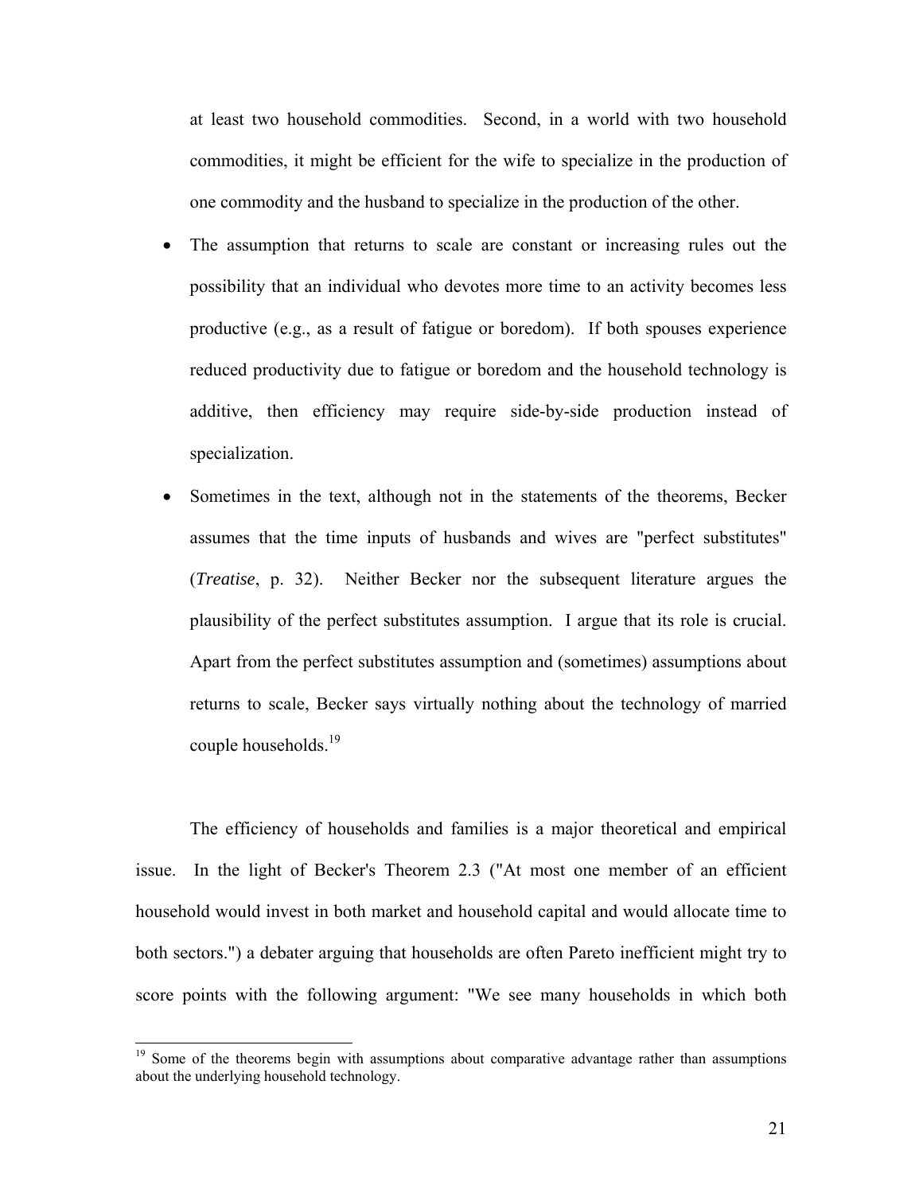at least two household commodities. Second, in a world with two household commodities, it might be efficient for the wife to specialize in the production of one commodity and the husband to specialize in the production of the other.

- The assumption that returns to scale are constant or increasing rules out the possibility that an individual who devotes more time to an activity becomes less productive (e.g., as a result of fatigue or boredom). If both spouses experience reduced productivity due to fatigue or boredom and the household technology is additive, then efficiency may require side-by-side production instead of specialization.
- Sometimes in the text, although not in the statements of the theorems, Becker assumes that the time inputs of husbands and wives are "perfect substitutes" (*Treatise*, p. 32). Neither Becker nor the subsequent literature argues the plausibility of the perfect substitutes assumption. I argue that its role is crucial. Apart from the perfect substitutes assumption and (sometimes) assumptions about returns to scale, Becker says virtually nothing about the technology of married couple households.[19]

The efficiency of households and families is a major theoretical and empirical issue. In the light of Becker's Theorem 2.3 ("At most one member of an efficient household would invest in both market and household capital and would allocate time to both sectors.") a debater arguing that households are often Pareto inefficient might try to score points with the following argument: "We see many households in which both

[19] Some of the theorems begin with assumptions about comparative advantage rather than assumptions about the underlying household technology.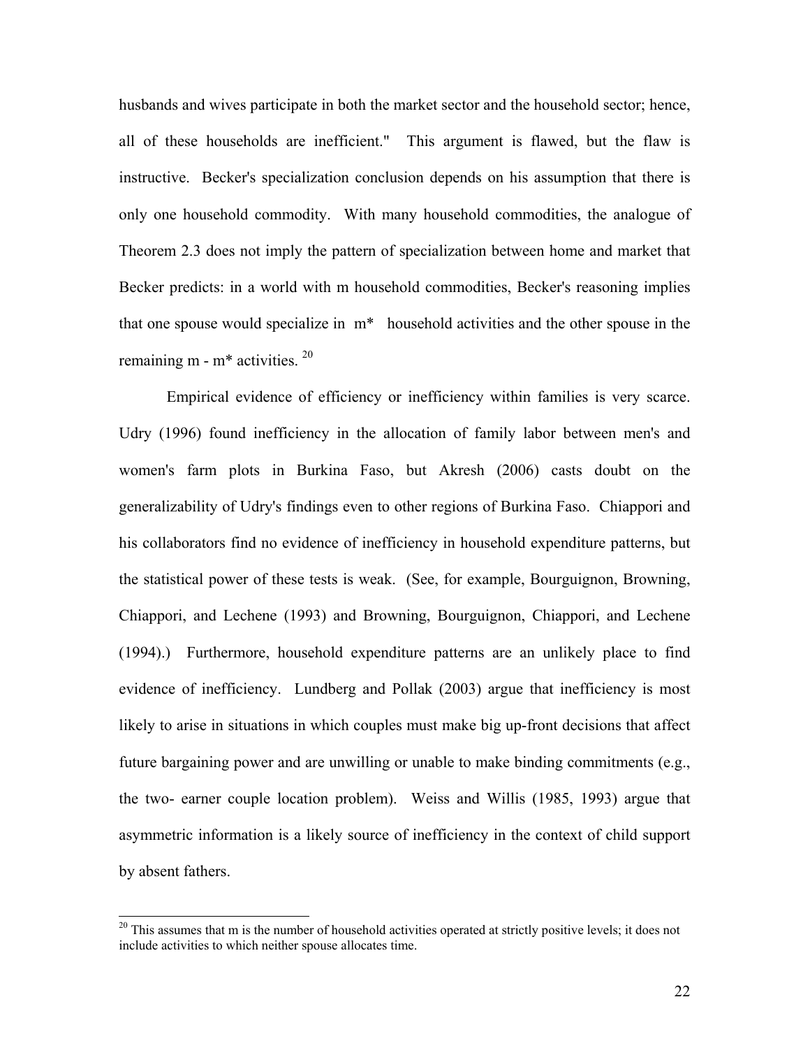husbands and wives participate in both the market sector and the household sector; hence, all of these households are inefficient." This argument is flawed, but the flaw is instructive. Becker's specialization conclusion depends on his assumption that there is only one household commodity. With many household commodities, the analogue of Theorem 2.3 does not imply the pattern of specialization between home and market that Becker predicts: in a world with m household commodities, Becker's reasoning implies that one spouse would specialize in $m^*$ household activities and the other spouse in the remaining $m - m^*$ activities. [20]

Empirical evidence of efficiency or inefficiency within families is very scarce. Udry (1996) found inefficiency in the allocation of family labor between men's and women's farm plots in Burkina Faso, but Akresh (2006) casts doubt on the generalizability of Udry's findings even to other regions of Burkina Faso. Chiappori and his collaborators find no evidence of inefficiency in household expenditure patterns, but the statistical power of these tests is weak. (See, for example, Bourguignon, Browning, Chiappori, and Lechene (1993) and Browning, Bourguignon, Chiappori, and Lechene (1994).) Furthermore, household expenditure patterns are an unlikely place to find evidence of inefficiency. Lundberg and Pollak (2003) argue that inefficiency is most likely to arise in situations in which couples must make big up-front decisions that affect future bargaining power and are unwilling or unable to make binding commitments (e.g., the two- earner couple location problem). Weiss and Willis (1985, 1993) argue that asymmetric information is a likely source of inefficiency in the context of child support by absent fathers.

[20] This assumes that m is the number of household activities operated at strictly positive levels; it does not include activities to which neither spouse allocates time.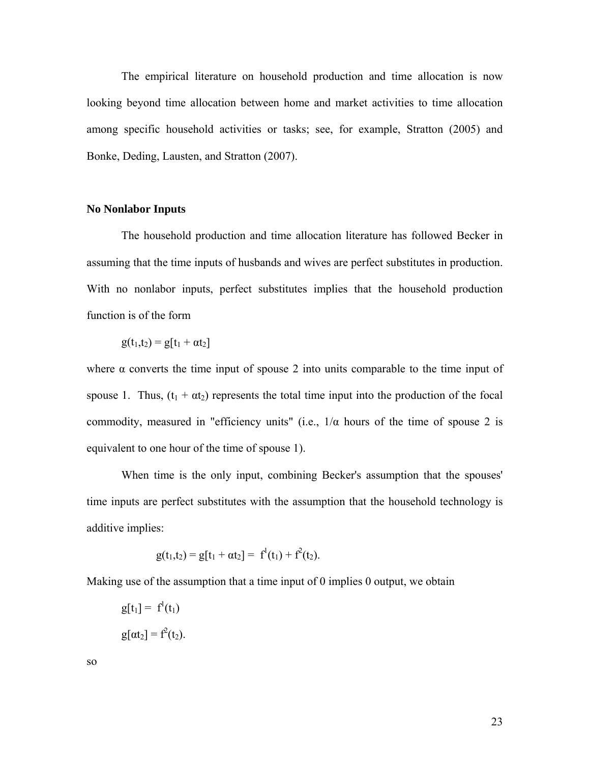The empirical literature on household production and time allocation is now looking beyond time allocation between home and market activities to time allocation among specific household activities or tasks; see, for example, Stratton (2005) and Bonke, Deding, Lausten, and Stratton (2007).

**No Nonlabor Inputs**

The household production and time allocation literature has followed Becker in assuming that the time inputs of husbands and wives are perfect substitutes in production. With no nonlabor inputs, perfect substitutes implies that the household production function is of the form

$$g(t_1,t_2) = g[t_1 + \alpha t_2]$$

where $\alpha$ converts the time input of spouse 2 into units comparable to the time input of spouse 1. Thus, $(t_1 + \alpha t_2)$ represents the total time input into the production of the focal commodity, measured in "efficiency units" (i.e., $1/\alpha$ hours of the time of spouse 2 is equivalent to one hour of the time of spouse 1).

When time is the only input, combining Becker's assumption that the spouses' time inputs are perfect substitutes with the assumption that the household technology is additive implies:

$$g(t_1,t_2) = g[t_1 + \alpha t_2] = f^1(t_1) + f^2(t_2).$$

Making use of the assumption that a time input of 0 implies 0 output, we obtain

$$g[t_1] = f^1(t_1)$$

$$g[\alpha t_2] = f^2(t_2).$$

so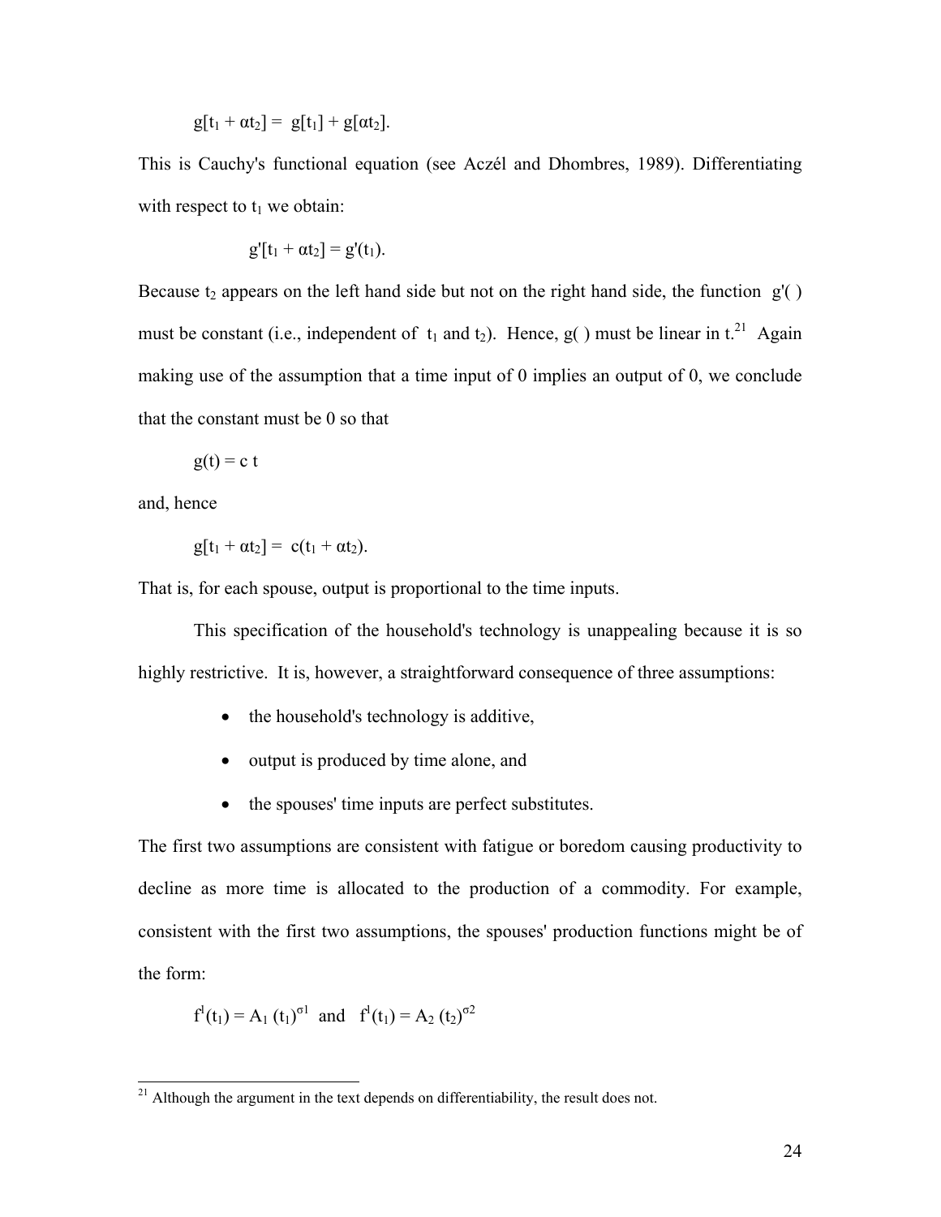$$g[t_1 + \alpha t_2] = g[t_1] + g[\alpha t_2].$$

This is Cauchy's functional equation (see Aczél and Dhombres, 1989). Differentiating with respect to $t_1$ we obtain:

$$g'[t_1 + \alpha t_2] = g'(t_1).$$

Because $t_2$ appears on the left hand side but not on the right hand side, the function $g'(\,)$ must be constant (i.e., independent of $t_1$ and $t_2$). Hence, $g(\,)$ must be linear in t.[21] Again making use of the assumption that a time input of 0 implies an output of 0, we conclude that the constant must be 0 so that

$$g(t) = c\,t$$

and, hence

$$g[t_1 + \alpha t_2] = c(t_1 + \alpha t_2).$$

That is, for each spouse, output is proportional to the time inputs.

This specification of the household's technology is unappealing because it is so highly restrictive. It is, however, a straightforward consequence of three assumptions:

- the household's technology is additive,
- output is produced by time alone, and
- the spouses' time inputs are perfect substitutes.

The first two assumptions are consistent with fatigue or boredom causing productivity to decline as more time is allocated to the production of a commodity. For example, consistent with the first two assumptions, the spouses' production functions might be of the form:

$$f^l(t_1) = A_1\,(t_1)^{\sigma 1} \quad \text{and} \quad f^l(t_1) = A_2\,(t_2)^{\sigma 2}$$

[21] Although the argument in the text depends on differentiability, the result does not.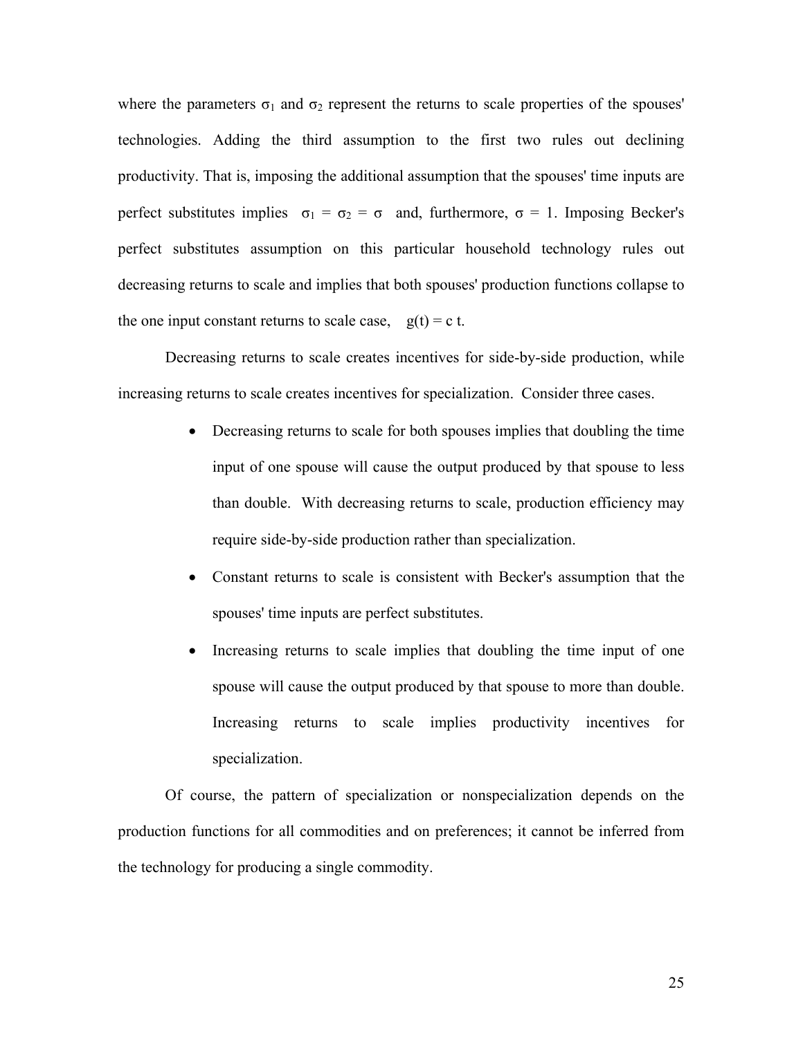where the parameters $\sigma_1$ and $\sigma_2$ represent the returns to scale properties of the spouses' technologies. Adding the third assumption to the first two rules out declining productivity. That is, imposing the additional assumption that the spouses' time inputs are perfect substitutes implies $\sigma_1 = \sigma_2 = \sigma$ and, furthermore, $\sigma = 1$. Imposing Becker's perfect substitutes assumption on this particular household technology rules out decreasing returns to scale and implies that both spouses' production functions collapse to the one input constant returns to scale case, $g(t) = c\ t$.

Decreasing returns to scale creates incentives for side-by-side production, while increasing returns to scale creates incentives for specialization. Consider three cases.

- Decreasing returns to scale for both spouses implies that doubling the time input of one spouse will cause the output produced by that spouse to less than double. With decreasing returns to scale, production efficiency may require side-by-side production rather than specialization.
- Constant returns to scale is consistent with Becker's assumption that the spouses' time inputs are perfect substitutes.
- Increasing returns to scale implies that doubling the time input of one spouse will cause the output produced by that spouse to more than double. Increasing returns to scale implies productivity incentives for specialization.

Of course, the pattern of specialization or nonspecialization depends on the production functions for all commodities and on preferences; it cannot be inferred from the technology for producing a single commodity.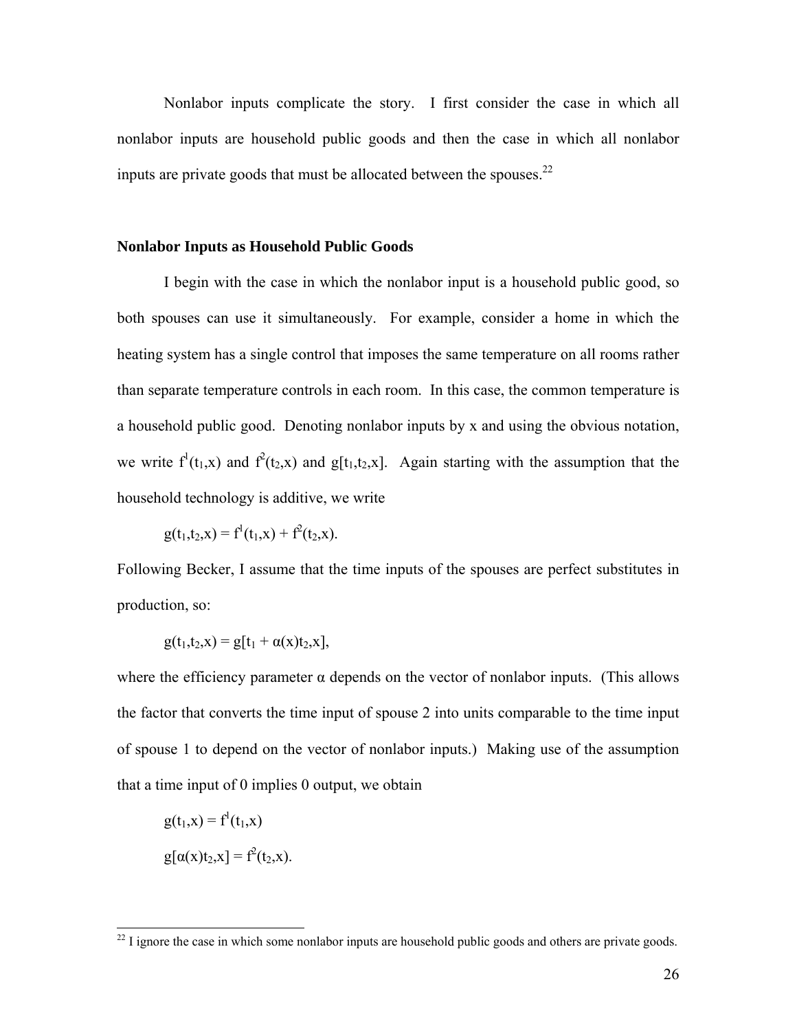Nonlabor inputs complicate the story. I first consider the case in which all nonlabor inputs are household public goods and then the case in which all nonlabor inputs are private goods that must be allocated between the spouses.[22]

### Nonlabor Inputs as Household Public Goods

I begin with the case in which the nonlabor input is a household public good, so both spouses can use it simultaneously. For example, consider a home in which the heating system has a single control that imposes the same temperature on all rooms rather than separate temperature controls in each room. In this case, the common temperature is a household public good. Denoting nonlabor inputs by x and using the obvious notation, we write $f^1(t_1,x)$ and $f^2(t_2,x)$ and $g[t_1,t_2,x]$. Again starting with the assumption that the household technology is additive, we write

$$g(t_1,t_2,x) = f^1(t_1,x) + f^2(t_2,x).$$

Following Becker, I assume that the time inputs of the spouses are perfect substitutes in production, so:

$$g(t_1,t_2,x) = g[t_1 + \alpha(x)t_2,x],$$

where the efficiency parameter $\alpha$ depends on the vector of nonlabor inputs. (This allows the factor that converts the time input of spouse 2 into units comparable to the time input of spouse 1 to depend on the vector of nonlabor inputs.) Making use of the assumption that a time input of 0 implies 0 output, we obtain

$$g(t_1,x) = f^1(t_1,x)$$

$$g[\alpha(x)t_2,x] = f^2(t_2,x).$$

---

[22] I ignore the case in which some nonlabor inputs are household public goods and others are private goods.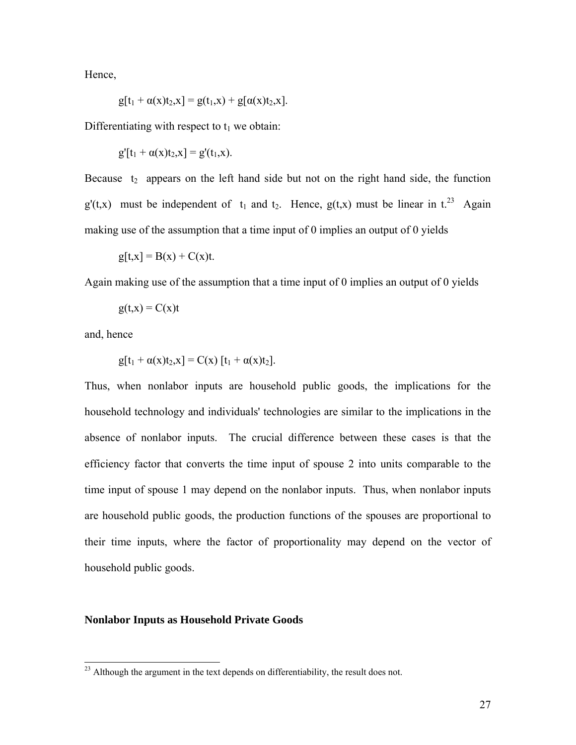Hence,

$$g[t_1 + \alpha(x)t_2,x] = g(t_1,x) + g[\alpha(x)t_2,x].$$

Differentiating with respect to $t_1$ we obtain:

$$g'[t_1 + \alpha(x)t_2,x] = g'(t_1,x).$$

Because $t_2$ appears on the left hand side but not on the right hand side, the function $g'(t,x)$ must be independent of $t_1$ and $t_2$. Hence, $g(t,x)$ must be linear in t.[23] Again making use of the assumption that a time input of 0 implies an output of 0 yields

$$g[t,x] = B(x) + C(x)t.$$

Again making use of the assumption that a time input of 0 implies an output of 0 yields

$$g(t,x) = C(x)t$$

and, hence

$$g[t_1 + \alpha(x)t_2,x] = C(x)\,[t_1 + \alpha(x)t_2].$$

Thus, when nonlabor inputs are household public goods, the implications for the household technology and individuals' technologies are similar to the implications in the absence of nonlabor inputs. The crucial difference between these cases is that the efficiency factor that converts the time input of spouse 2 into units comparable to the time input of spouse 1 may depend on the nonlabor inputs. Thus, when nonlabor inputs are household public goods, the production functions of the spouses are proportional to their time inputs, where the factor of proportionality may depend on the vector of household public goods.

**Nonlabor Inputs as Household Private Goods**

[23] Although the argument in the text depends on differentiability, the result does not.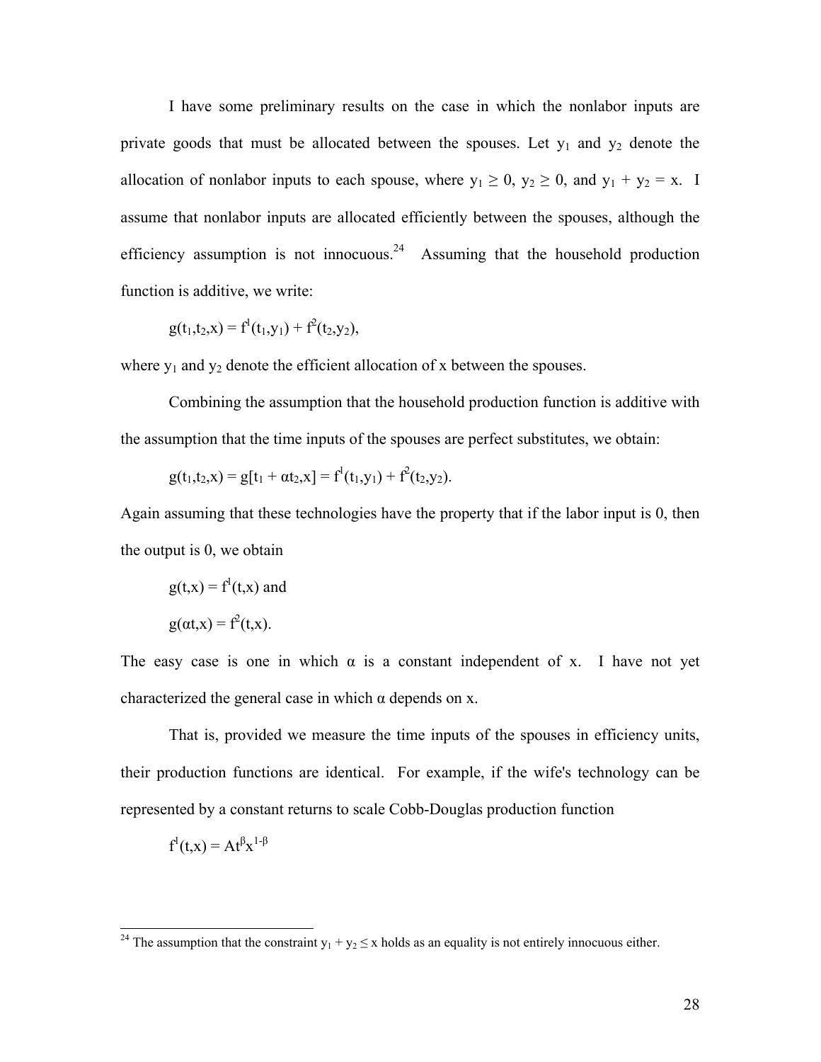I have some preliminary results on the case in which the nonlabor inputs are private goods that must be allocated between the spouses. Let $y_1$ and $y_2$ denote the allocation of nonlabor inputs to each spouse, where $y_1 \geq 0$, $y_2 \geq 0$, and $y_1 + y_2 = x$. I assume that nonlabor inputs are allocated efficiently between the spouses, although the efficiency assumption is not innocuous.[24] Assuming that the household production function is additive, we write:

$$g(t_1,t_2,x) = f^1(t_1,y_1) + f^2(t_2,y_2),$$

where $y_1$ and $y_2$ denote the efficient allocation of x between the spouses.

Combining the assumption that the household production function is additive with the assumption that the time inputs of the spouses are perfect substitutes, we obtain:

$$g(t_1,t_2,x) = g[t_1 + \alpha t_2,x] = f^1(t_1,y_1) + f^2(t_2,y_2).$$

Again assuming that these technologies have the property that if the labor input is 0, then the output is 0, we obtain

$$g(t,x) = f^1(t,x) \text{ and}$$

$$g(\alpha t,x) = f^2(t,x).$$

The easy case is one in which $\alpha$ is a constant independent of x. I have not yet characterized the general case in which $\alpha$ depends on x.

That is, provided we measure the time inputs of the spouses in efficiency units, their production functions are identical. For example, if the wife's technology can be represented by a constant returns to scale Cobb-Douglas production function

$$f^1(t,x) = At^{\beta}x^{1-\beta}$$

---

[24] The assumption that the constraint $y_1 + y_2 \leq x$ holds as an equality is not entirely innocuous either.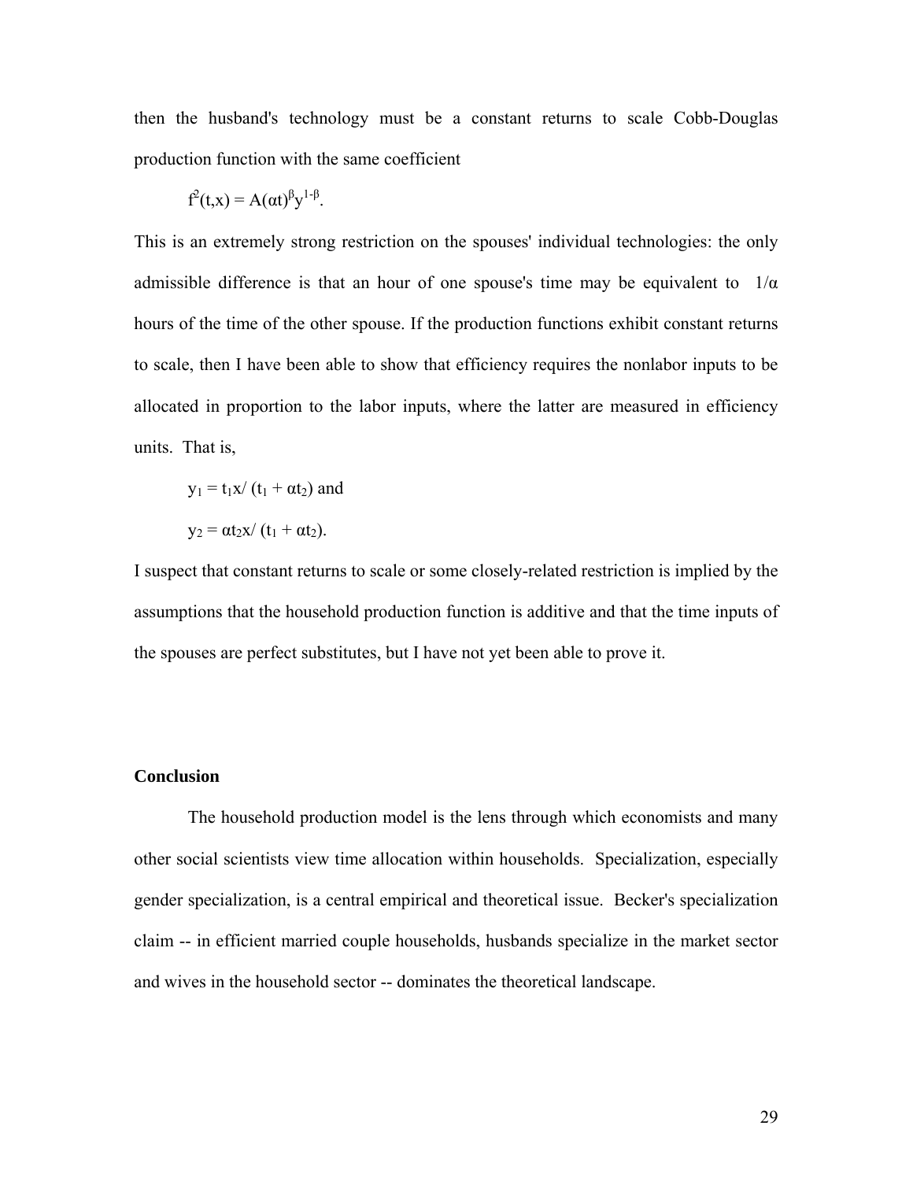then the husband's technology must be a constant returns to scale Cobb-Douglas production function with the same coefficient

$$f^2(t,x) = A(\alpha t)^{\beta}y^{1-\beta}.$$

This is an extremely strong restriction on the spouses' individual technologies: the only admissible difference is that an hour of one spouse's time may be equivalent to $1/\alpha$ hours of the time of the other spouse. If the production functions exhibit constant returns to scale, then I have been able to show that efficiency requires the nonlabor inputs to be allocated in proportion to the labor inputs, where the latter are measured in efficiency units. That is,

$$y_1 = t_1x/ (t_1 + \alpha t_2) \text{ and}$$

$$y_2 = \alpha t_2x/ (t_1 + \alpha t_2).$$

I suspect that constant returns to scale or some closely-related restriction is implied by the assumptions that the household production function is additive and that the time inputs of the spouses are perfect substitutes, but I have not yet been able to prove it.

**Conclusion**

The household production model is the lens through which economists and many other social scientists view time allocation within households. Specialization, especially gender specialization, is a central empirical and theoretical issue. Becker's specialization claim -- in efficient married couple households, husbands specialize in the market sector and wives in the household sector -- dominates the theoretical landscape.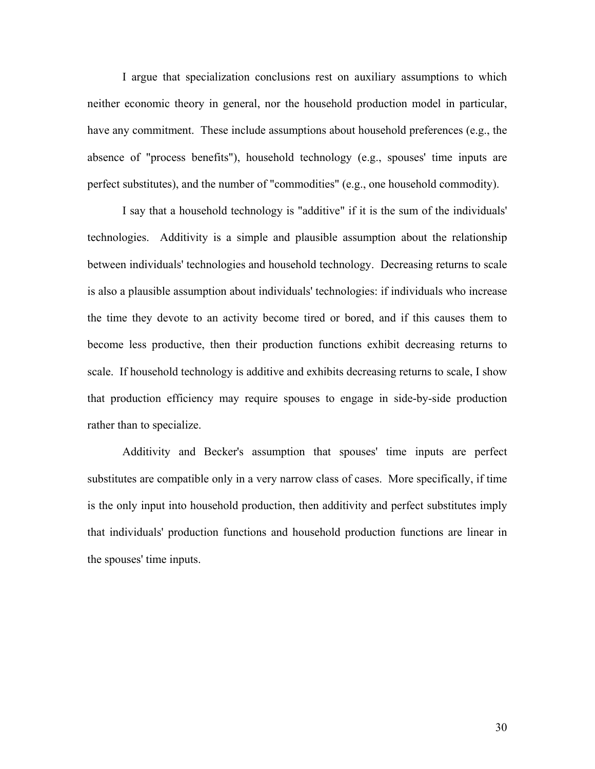I argue that specialization conclusions rest on auxiliary assumptions to which neither economic theory in general, nor the household production model in particular, have any commitment. These include assumptions about household preferences (e.g., the absence of "process benefits"), household technology (e.g., spouses' time inputs are perfect substitutes), and the number of "commodities" (e.g., one household commodity).

I say that a household technology is "additive" if it is the sum of the individuals' technologies. Additivity is a simple and plausible assumption about the relationship between individuals' technologies and household technology. Decreasing returns to scale is also a plausible assumption about individuals' technologies: if individuals who increase the time they devote to an activity become tired or bored, and if this causes them to become less productive, then their production functions exhibit decreasing returns to scale. If household technology is additive and exhibits decreasing returns to scale, I show that production efficiency may require spouses to engage in side-by-side production rather than to specialize.

Additivity and Becker's assumption that spouses' time inputs are perfect substitutes are compatible only in a very narrow class of cases. More specifically, if time is the only input into household production, then additivity and perfect substitutes imply that individuals' production functions and household production functions are linear in the spouses' time inputs.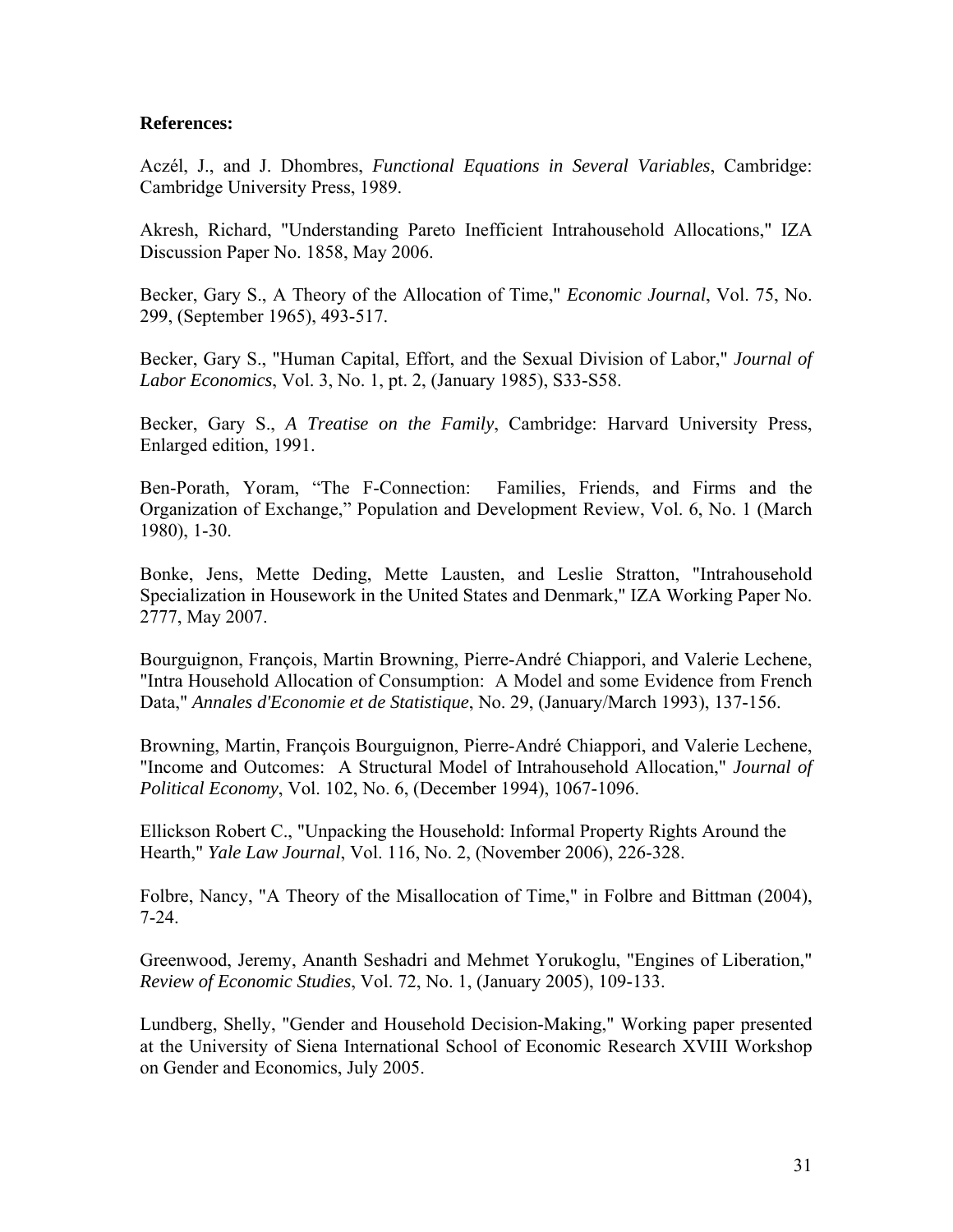**References:**

Aczél, J., and J. Dhombres, *Functional Equations in Several Variables*, Cambridge: Cambridge University Press, 1989.

Akresh, Richard, "Understanding Pareto Inefficient Intrahousehold Allocations," IZA Discussion Paper No. 1858, May 2006.

Becker, Gary S., A Theory of the Allocation of Time," *Economic Journal*, Vol. 75, No. 299, (September 1965), 493-517.

Becker, Gary S., "Human Capital, Effort, and the Sexual Division of Labor," *Journal of Labor Economics*, Vol. 3, No. 1, pt. 2, (January 1985), S33-S58.

Becker, Gary S., *A Treatise on the Family*, Cambridge: Harvard University Press, Enlarged edition, 1991.

Ben-Porath, Yoram, "The F-Connection: Families, Friends, and Firms and the Organization of Exchange," Population and Development Review, Vol. 6, No. 1 (March 1980), 1-30.

Bonke, Jens, Mette Deding, Mette Lausten, and Leslie Stratton, "Intrahousehold Specialization in Housework in the United States and Denmark," IZA Working Paper No. 2777, May 2007.

Bourguignon, François, Martin Browning, Pierre-André Chiappori, and Valerie Lechene, "Intra Household Allocation of Consumption: A Model and some Evidence from French Data," *Annales d'Economie et de Statistique*, No. 29, (January/March 1993), 137-156.

Browning, Martin, François Bourguignon, Pierre-André Chiappori, and Valerie Lechene, "Income and Outcomes: A Structural Model of Intrahousehold Allocation," *Journal of Political Economy*, Vol. 102, No. 6, (December 1994), 1067-1096.

Ellickson Robert C., "Unpacking the Household: Informal Property Rights Around the Hearth," *Yale Law Journal*, Vol. 116, No. 2, (November 2006), 226-328.

Folbre, Nancy, "A Theory of the Misallocation of Time," in Folbre and Bittman (2004), 7-24.

Greenwood, Jeremy, Ananth Seshadri and Mehmet Yorukoglu, "Engines of Liberation," *Review of Economic Studies*, Vol. 72, No. 1, (January 2005), 109-133.

Lundberg, Shelly, "Gender and Household Decision-Making," Working paper presented at the University of Siena International School of Economic Research XVIII Workshop on Gender and Economics, July 2005.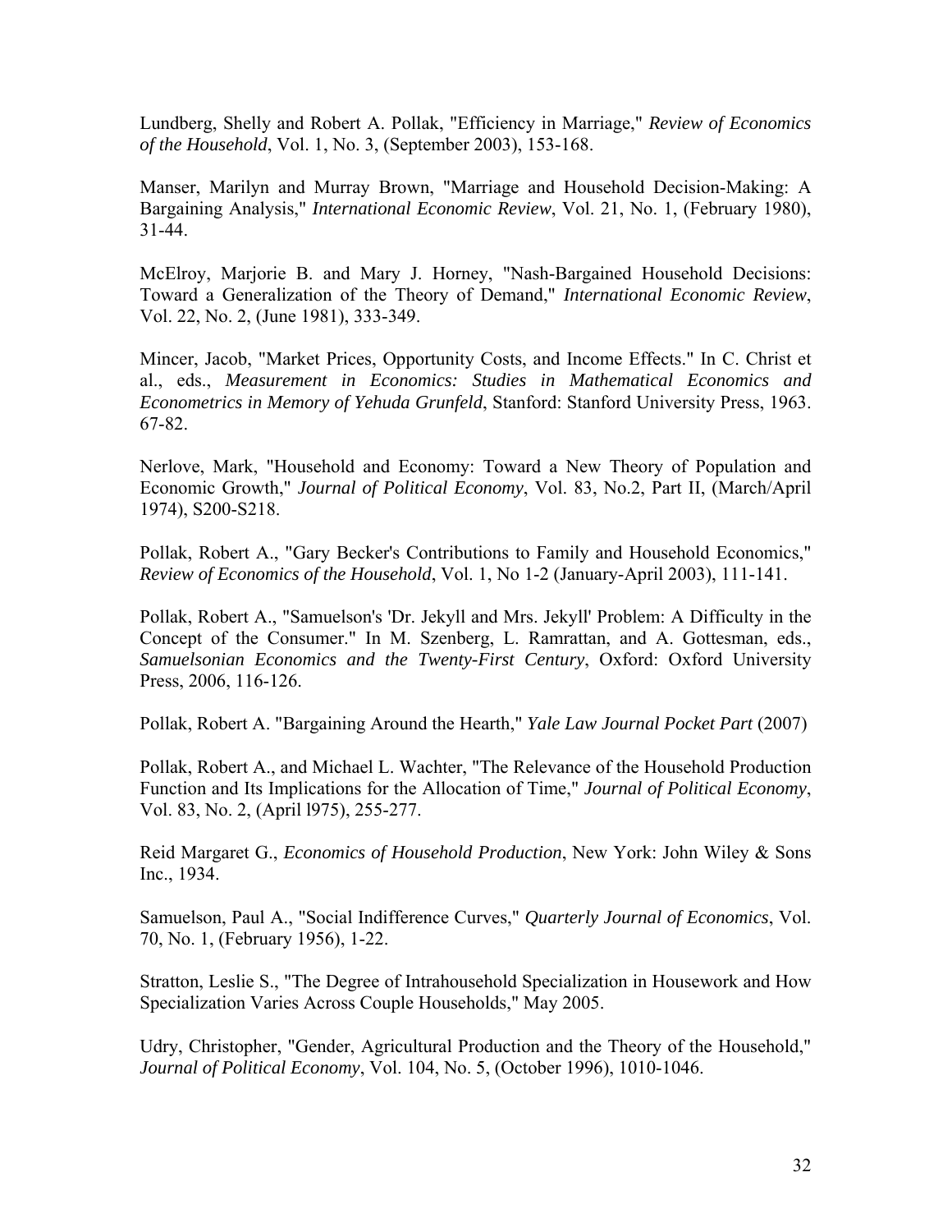Lundberg, Shelly and Robert A. Pollak, "Efficiency in Marriage," *Review of Economics of the Household*, Vol. 1, No. 3, (September 2003), 153-168.

Manser, Marilyn and Murray Brown, "Marriage and Household Decision-Making: A Bargaining Analysis," *International Economic Review*, Vol. 21, No. 1, (February 1980), 31-44.

McElroy, Marjorie B. and Mary J. Horney, "Nash-Bargained Household Decisions: Toward a Generalization of the Theory of Demand," *International Economic Review*, Vol. 22, No. 2, (June 1981), 333-349.

Mincer, Jacob, "Market Prices, Opportunity Costs, and Income Effects." In C. Christ et al., eds., *Measurement in Economics: Studies in Mathematical Economics and Econometrics in Memory of Yehuda Grunfeld*, Stanford: Stanford University Press, 1963. 67-82.

Nerlove, Mark, "Household and Economy: Toward a New Theory of Population and Economic Growth," *Journal of Political Economy*, Vol. 83, No.2, Part II, (March/April 1974), S200-S218.

Pollak, Robert A., "Gary Becker's Contributions to Family and Household Economics," *Review of Economics of the Household*, Vol. 1, No 1-2 (January-April 2003), 111-141.

Pollak, Robert A., "Samuelson's 'Dr. Jekyll and Mrs. Jekyll' Problem: A Difficulty in the Concept of the Consumer." In M. Szenberg, L. Ramrattan, and A. Gottesman, eds., *Samuelsonian Economics and the Twenty-First Century*, Oxford: Oxford University Press, 2006, 116-126.

Pollak, Robert A. "Bargaining Around the Hearth," *Yale Law Journal Pocket Part* (2007)

Pollak, Robert A., and Michael L. Wachter, "The Relevance of the Household Production Function and Its Implications for the Allocation of Time," *Journal of Political Economy*, Vol. 83, No. 2, (April l975), 255-277.

Reid Margaret G., *Economics of Household Production*, New York: John Wiley & Sons Inc., 1934.

Samuelson, Paul A., "Social Indifference Curves," *Quarterly Journal of Economics*, Vol. 70, No. 1, (February 1956), 1-22.

Stratton, Leslie S., "The Degree of Intrahousehold Specialization in Housework and How Specialization Varies Across Couple Households," May 2005.

Udry, Christopher, "Gender, Agricultural Production and the Theory of the Household," *Journal of Political Economy*, Vol. 104, No. 5, (October 1996), 1010-1046.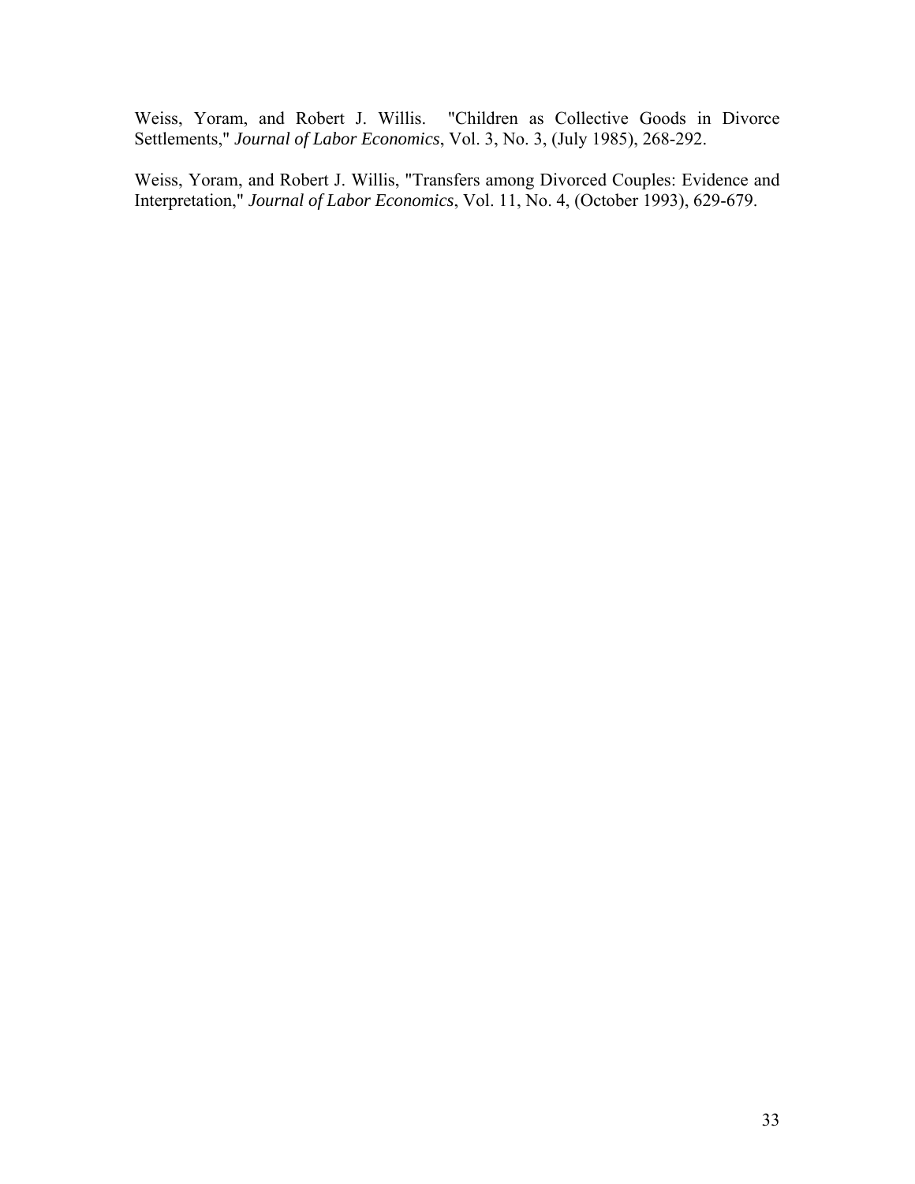Weiss, Yoram, and Robert J. Willis. "Children as Collective Goods in Divorce Settlements," *Journal of Labor Economics*, Vol. 3, No. 3, (July 1985), 268-292.

Weiss, Yoram, and Robert J. Willis, "Transfers among Divorced Couples: Evidence and Interpretation," *Journal of Labor Economics*, Vol. 11, No. 4, (October 1993), 629-679.